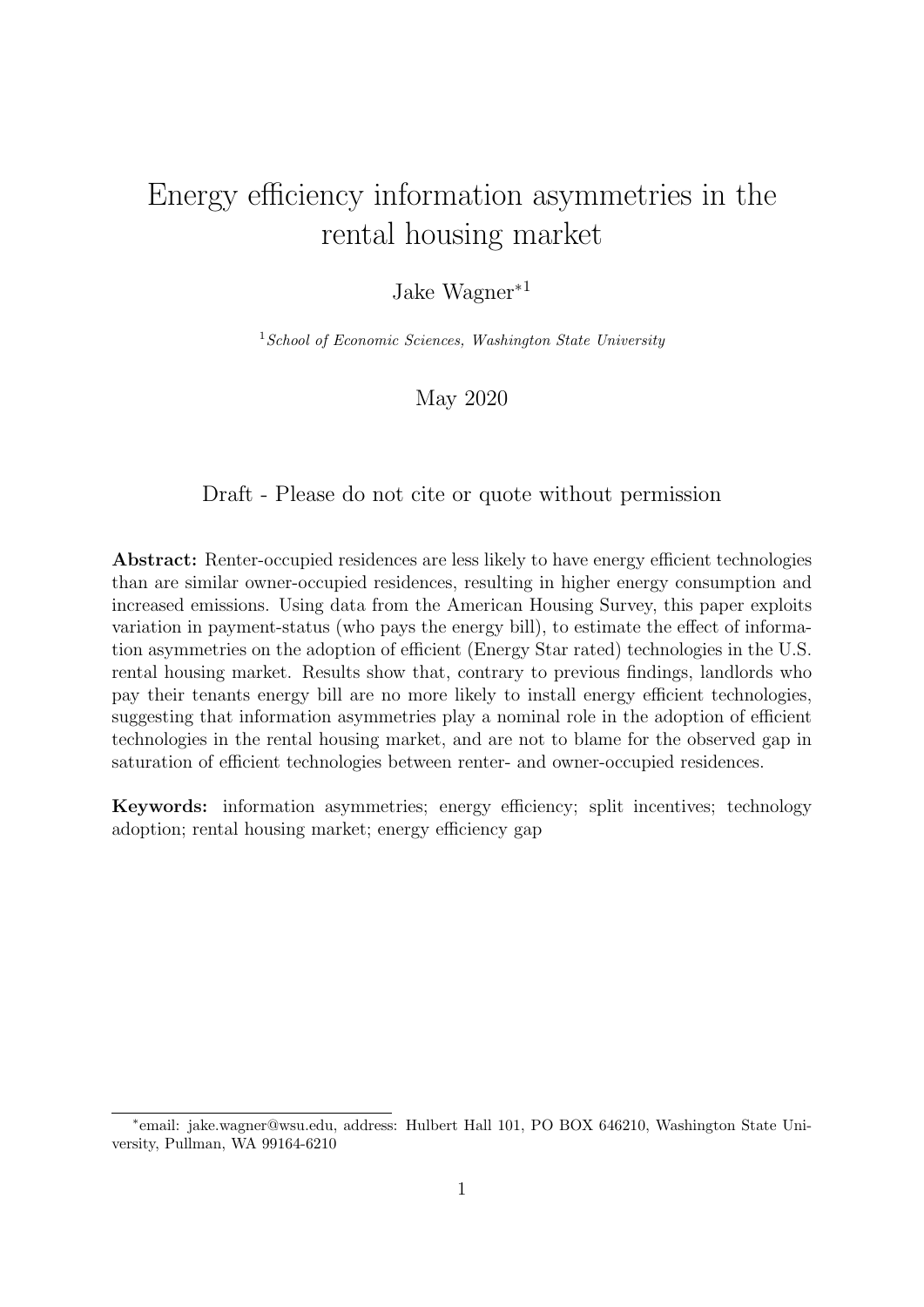# Energy efficiency information asymmetries in the rental housing market

Jake Wagner*[1]

[1] *School of Economic Sciences, Washington State University*

May 2020

Draft - Please do not cite or quote without permission

**Abstract:** Renter-occupied residences are less likely to have energy efficient technologies than are similar owner-occupied residences, resulting in higher energy consumption and increased emissions. Using data from the American Housing Survey, this paper exploits variation in payment-status (who pays the energy bill), to estimate the effect of information asymmetries on the adoption of efficient (Energy Star rated) technologies in the U.S. rental housing market. Results show that, contrary to previous findings, landlords who pay their tenants energy bill are no more likely to install energy efficient technologies, suggesting that information asymmetries play a nominal role in the adoption of efficient technologies in the rental housing market, and are not to blame for the observed gap in saturation of efficient technologies between renter- and owner-occupied residences.

**Keywords:** information asymmetries; energy efficiency; split incentives; technology adoption; rental housing market; energy efficiency gap

---

*email: jake.wagner@wsu.edu, address: Hulbert Hall 101, PO BOX 646210, Washington State University, Pullman, WA 99164-6210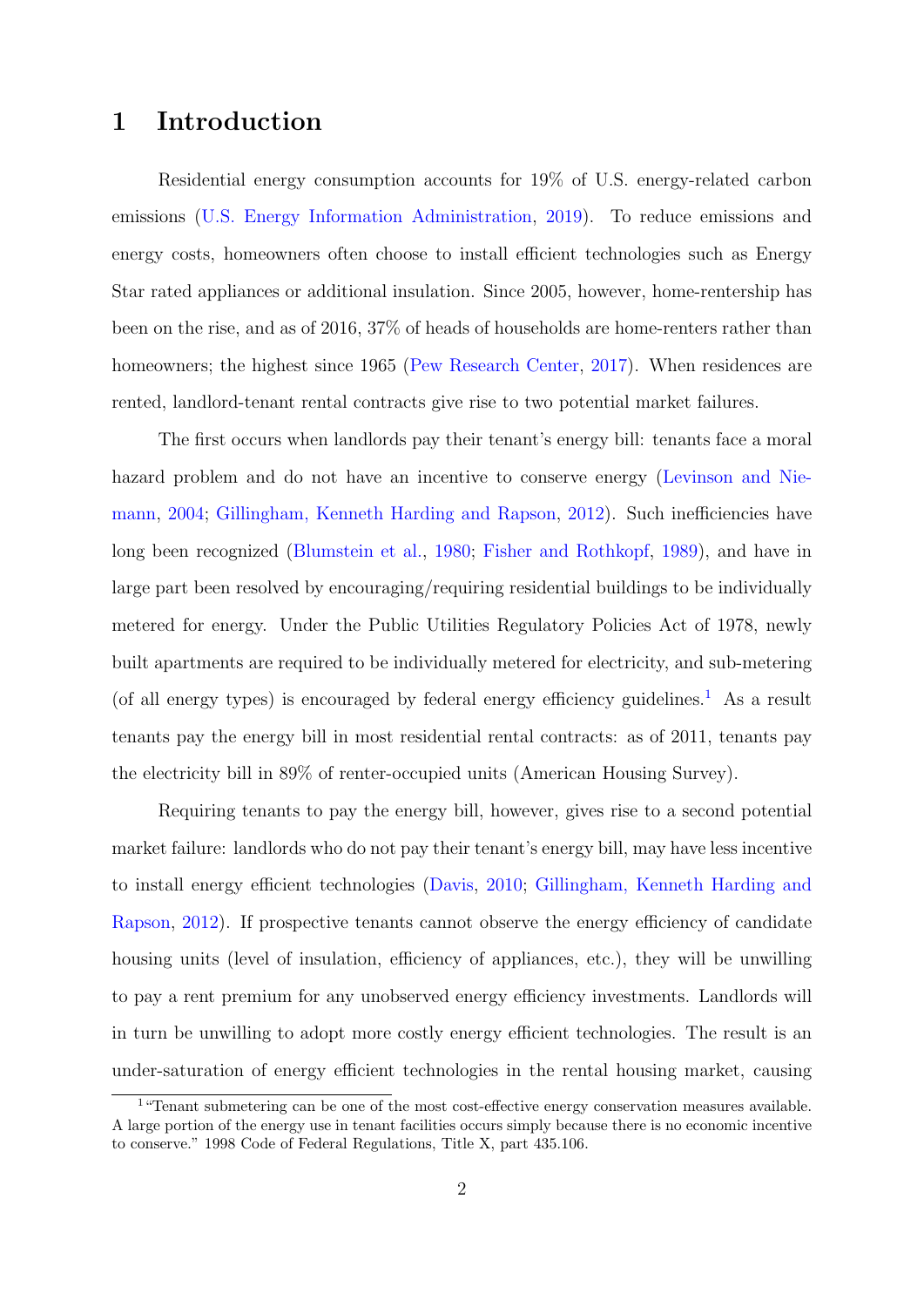# 1 Introduction

Residential energy consumption accounts for 19% of U.S. energy-related carbon emissions (U.S. Energy Information Administration, 2019). To reduce emissions and energy costs, homeowners often choose to install efficient technologies such as Energy Star rated appliances or additional insulation. Since 2005, however, home-rentership has been on the rise, and as of 2016, 37% of heads of households are home-renters rather than homeowners; the highest since 1965 (Pew Research Center, 2017). When residences are rented, landlord-tenant rental contracts give rise to two potential market failures.

The first occurs when landlords pay their tenant's energy bill: tenants face a moral hazard problem and do not have an incentive to conserve energy (Levinson and Niemann, 2004; Gillingham, Kenneth Harding and Rapson, 2012). Such inefficiencies have long been recognized (Blumstein et al., 1980; Fisher and Rothkopf, 1989), and have in large part been resolved by encouraging/requiring residential buildings to be individually metered for energy. Under the Public Utilities Regulatory Policies Act of 1978, newly built apartments are required to be individually metered for electricity, and sub-metering (of all energy types) is encouraged by federal energy efficiency guidelines.[1] As a result tenants pay the energy bill in most residential rental contracts: as of 2011, tenants pay the electricity bill in 89% of renter-occupied units (American Housing Survey).

Requiring tenants to pay the energy bill, however, gives rise to a second potential market failure: landlords who do not pay their tenant's energy bill, may have less incentive to install energy efficient technologies (Davis, 2010; Gillingham, Kenneth Harding and Rapson, 2012). If prospective tenants cannot observe the energy efficiency of candidate housing units (level of insulation, efficiency of appliances, etc.), they will be unwilling to pay a rent premium for any unobserved energy efficiency investments. Landlords will in turn be unwilling to adopt more costly energy efficient technologies. The result is an under-saturation of energy efficient technologies in the rental housing market, causing

[1] "Tenant submetering can be one of the most cost-effective energy conservation measures available. A large portion of the energy use in tenant facilities occurs simply because there is no economic incentive to conserve." 1998 Code of Federal Regulations, Title X, part 435.106.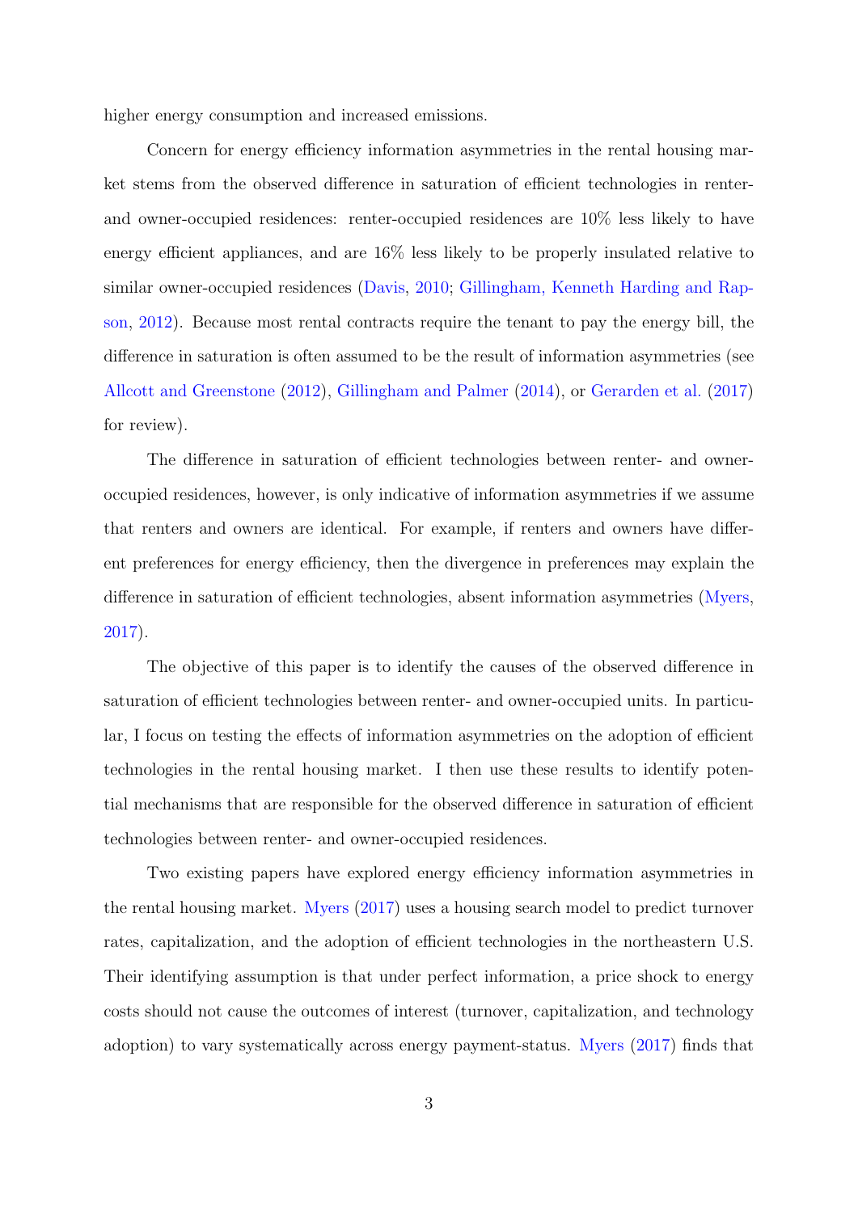higher energy consumption and increased emissions.

Concern for energy efficiency information asymmetries in the rental housing market stems from the observed difference in saturation of efficient technologies in renter- and owner-occupied residences: renter-occupied residences are 10% less likely to have energy efficient appliances, and are 16% less likely to be properly insulated relative to similar owner-occupied residences (Davis, 2010; Gillingham, Kenneth Harding and Rapson, 2012). Because most rental contracts require the tenant to pay the energy bill, the difference in saturation is often assumed to be the result of information asymmetries (see Allcott and Greenstone (2012), Gillingham and Palmer (2014), or Gerarden et al. (2017) for review).

The difference in saturation of efficient technologies between renter- and owner-occupied residences, however, is only indicative of information asymmetries if we assume that renters and owners are identical. For example, if renters and owners have different preferences for energy efficiency, then the divergence in preferences may explain the difference in saturation of efficient technologies, absent information asymmetries (Myers, 2017).

The objective of this paper is to identify the causes of the observed difference in saturation of efficient technologies between renter- and owner-occupied units. In particular, I focus on testing the effects of information asymmetries on the adoption of efficient technologies in the rental housing market. I then use these results to identify potential mechanisms that are responsible for the observed difference in saturation of efficient technologies between renter- and owner-occupied residences.

Two existing papers have explored energy efficiency information asymmetries in the rental housing market. Myers (2017) uses a housing search model to predict turnover rates, capitalization, and the adoption of efficient technologies in the northeastern U.S. Their identifying assumption is that under perfect information, a price shock to energy costs should not cause the outcomes of interest (turnover, capitalization, and technology adoption) to vary systematically across energy payment-status. Myers (2017) finds that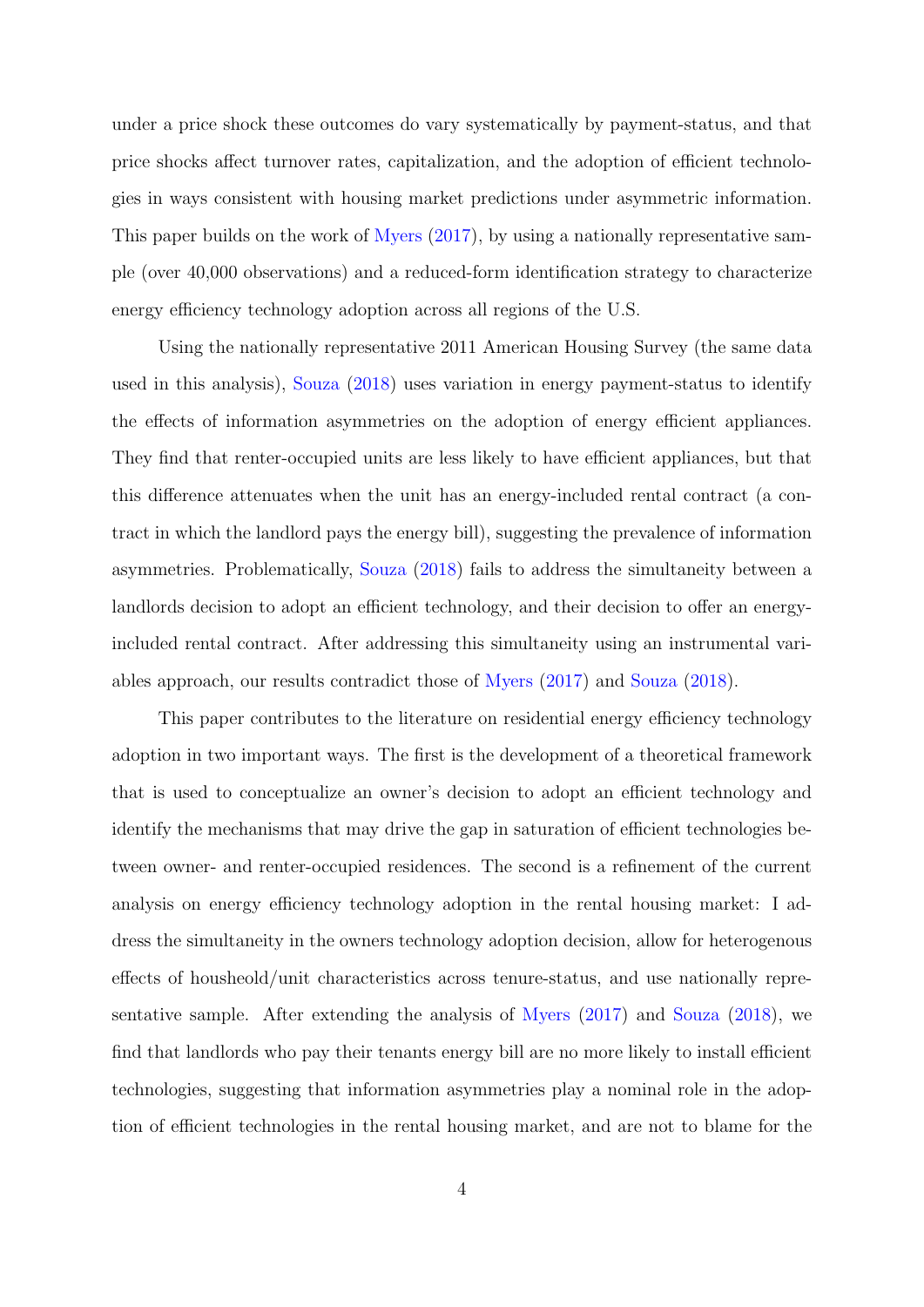under a price shock these outcomes do vary systematically by payment-status, and that price shocks affect turnover rates, capitalization, and the adoption of efficient technologies in ways consistent with housing market predictions under asymmetric information. This paper builds on the work of Myers (2017), by using a nationally representative sample (over 40,000 observations) and a reduced-form identification strategy to characterize energy efficiency technology adoption across all regions of the U.S.

Using the nationally representative 2011 American Housing Survey (the same data used in this analysis), Souza (2018) uses variation in energy payment-status to identify the effects of information asymmetries on the adoption of energy efficient appliances. They find that renter-occupied units are less likely to have efficient appliances, but that this difference attenuates when the unit has an energy-included rental contract (a contract in which the landlord pays the energy bill), suggesting the prevalence of information asymmetries. Problematically, Souza (2018) fails to address the simultaneity between a landlords decision to adopt an efficient technology, and their decision to offer an energy-included rental contract. After addressing this simultaneity using an instrumental variables approach, our results contradict those of Myers (2017) and Souza (2018).

This paper contributes to the literature on residential energy efficiency technology adoption in two important ways. The first is the development of a theoretical framework that is used to conceptualize an owner's decision to adopt an efficient technology and identify the mechanisms that may drive the gap in saturation of efficient technologies between owner- and renter-occupied residences. The second is a refinement of the current analysis on energy efficiency technology adoption in the rental housing market: I address the simultaneity in the owners technology adoption decision, allow for heterogenous effects of housheold/unit characteristics across tenure-status, and use nationally representative sample. After extending the analysis of Myers (2017) and Souza (2018), we find that landlords who pay their tenants energy bill are no more likely to install efficient technologies, suggesting that information asymmetries play a nominal role in the adoption of efficient technologies in the rental housing market, and are not to blame for the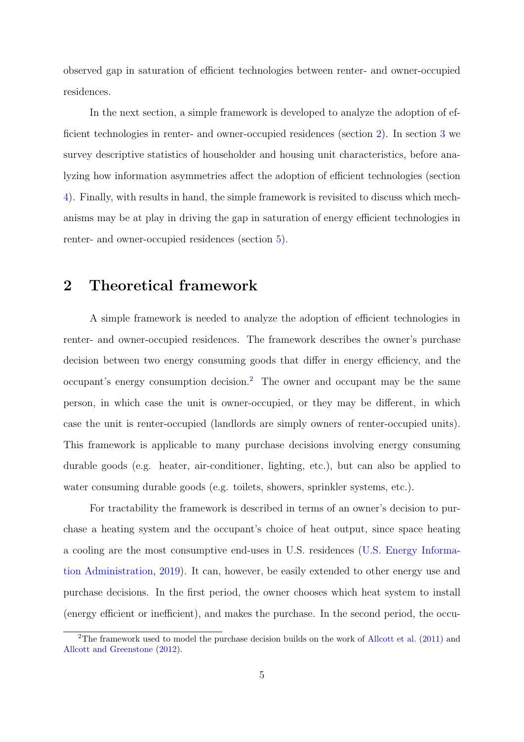observed gap in saturation of efficient technologies between renter- and owner-occupied residences.

In the next section, a simple framework is developed to analyze the adoption of efficient technologies in renter- and owner-occupied residences (section 2). In section 3 we survey descriptive statistics of householder and housing unit characteristics, before analyzing how information asymmetries affect the adoption of efficient technologies (section 4). Finally, with results in hand, the simple framework is revisited to discuss which mechanisms may be at play in driving the gap in saturation of energy efficient technologies in renter- and owner-occupied residences (section 5).

## 2 Theoretical framework

A simple framework is needed to analyze the adoption of efficient technologies in renter- and owner-occupied residences. The framework describes the owner's purchase decision between two energy consuming goods that differ in energy efficiency, and the occupant's energy consumption decision.[2] The owner and occupant may be the same person, in which case the unit is owner-occupied, or they may be different, in which case the unit is renter-occupied (landlords are simply owners of renter-occupied units). This framework is applicable to many purchase decisions involving energy consuming durable goods (e.g. heater, air-conditioner, lighting, etc.), but can also be applied to water consuming durable goods (e.g. toilets, showers, sprinkler systems, etc.).

For tractability the framework is described in terms of an owner's decision to purchase a heating system and the occupant's choice of heat output, since space heating a cooling are the most consumptive end-uses in U.S. residences (U.S. Energy Information Administration, 2019). It can, however, be easily extended to other energy use and purchase decisions. In the first period, the owner chooses which heat system to install (energy efficient or inefficient), and makes the purchase. In the second period, the occu-

[2] The framework used to model the purchase decision builds on the work of Allcott et al. (2011) and Allcott and Greenstone (2012).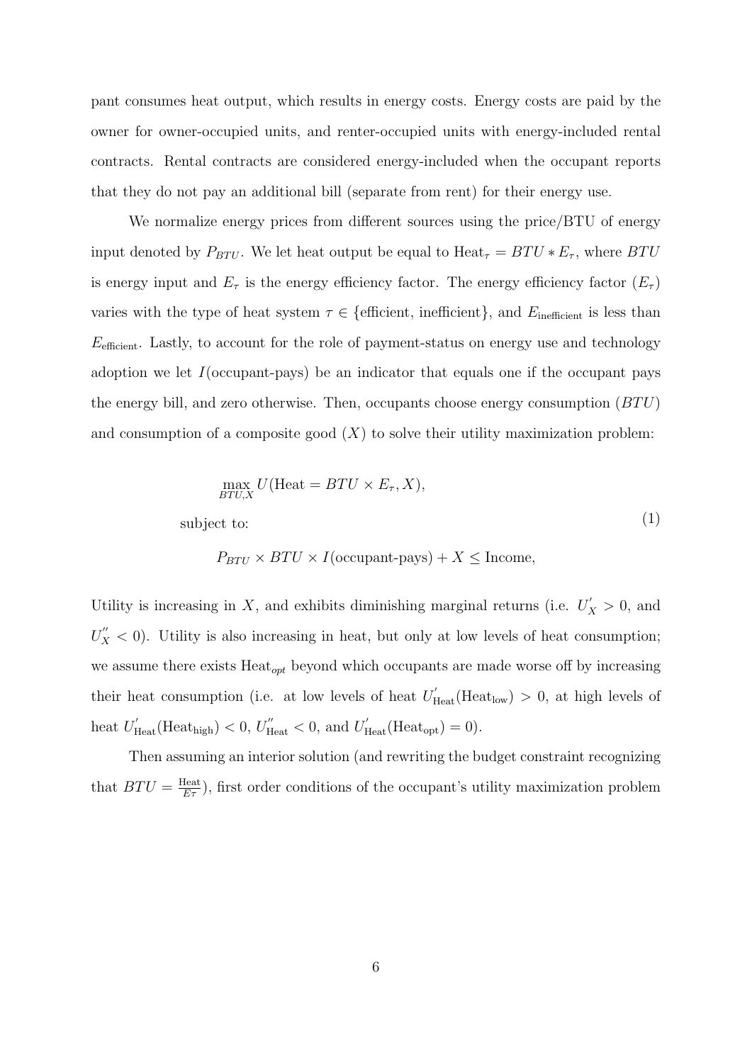pant consumes heat output, which results in energy costs. Energy costs are paid by the owner for owner-occupied units, and renter-occupied units with energy-included rental contracts. Rental contracts are considered energy-included when the occupant reports that they do not pay an additional bill (separate from rent) for their energy use.

We normalize energy prices from different sources using the price/BTU of energy input denoted by $P_{BTU}$. We let heat output be equal to $\text{Heat}_\tau = BTU * E_\tau$, where $BTU$ is energy input and $E_\tau$ is the energy efficiency factor. The energy efficiency factor ($E_\tau$) varies with the type of heat system $\tau \in \{\text{efficient, inefficient}\}$, and $E_{\text{inefficient}}$ is less than $E_{\text{efficient}}$. Lastly, to account for the role of payment-status on energy use and technology adoption we let $I(\text{occupant-pays})$ be an indicator that equals one if the occupant pays the energy bill, and zero otherwise. Then, occupants choose energy consumption ($BTU$) and consumption of a composite good ($X$) to solve their utility maximization problem:

$$
\begin{aligned}
&\max_{BTU,X} U(\text{Heat} = BTU \times E_\tau, X), \\
&\text{subject to:} \\
&\quad P_{BTU} \times BTU \times I(\text{occupant-pays}) + X \leq \text{Income},
\end{aligned}
\tag{1}
$$

Utility is increasing in $X$, and exhibits diminishing marginal returns (i.e. $U_X^{'} > 0$, and $U_X^{''} < 0$). Utility is also increasing in heat, but only at low levels of heat consumption; we assume there exists $\text{Heat}_{opt}$ beyond which occupants are made worse off by increasing their heat consumption (i.e. at low levels of heat $U_{\text{Heat}}^{'}(\text{Heat}_{\text{low}}) > 0$, at high levels of heat $U_{\text{Heat}}^{'}(\text{Heat}_{\text{high}}) < 0$, $U_{\text{Heat}}^{''} < 0$, and $U_{\text{Heat}}^{'}(\text{Heat}_{\text{opt}}) = 0$).

Then assuming an interior solution (and rewriting the budget constraint recognizing that $BTU = \frac{\text{Heat}}{E\tau}$), first order conditions of the occupant's utility maximization problem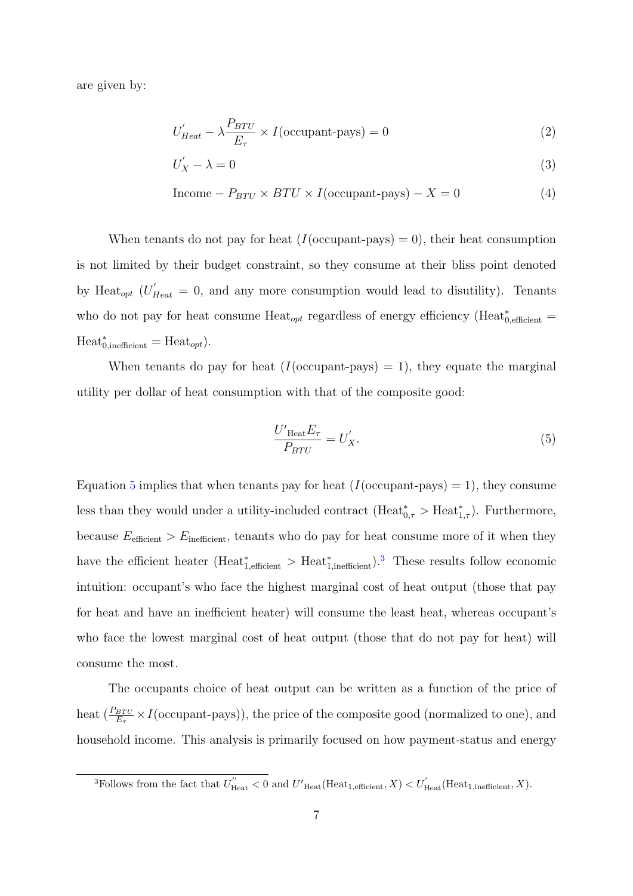are given by:

$$U'_{Heat} - \lambda \frac{P_{BTU}}{E_\tau} \times I(\text{occupant-pays}) = 0 \tag{2}$$

$$U'_X - \lambda = 0 \tag{3}$$

$$\text{Income} - P_{BTU} \times BTU \times I(\text{occupant-pays}) - X = 0 \tag{4}$$

When tenants do not pay for heat ($I(\text{occupant-pays}) = 0$), their heat consumption is not limited by their budget constraint, so they consume at their bliss point denoted by $\text{Heat}_{opt}$ ($U'_{Heat} = 0$, and any more consumption would lead to disutility). Tenants who do not pay for heat consume $\text{Heat}_{opt}$ regardless of energy efficiency ($\text{Heat}^*_{0,\text{efficient}} = \text{Heat}^*_{0,\text{inefficient}} = \text{Heat}_{opt}$).

When tenants do pay for heat ($I(\text{occupant-pays}) = 1$), they equate the marginal utility per dollar of heat consumption with that of the composite good:

$$\frac{U'_{\text{Heat}} E_\tau}{P_{BTU}} = U'_X. \tag{5}$$

Equation 5 implies that when tenants pay for heat ($I(\text{occupant-pays}) = 1$), they consume less than they would under a utility-included contract ($\text{Heat}^*_{0,\tau} > \text{Heat}^*_{1,\tau}$). Furthermore, because $E_{\text{efficient}} > E_{\text{inefficient}}$, tenants who do pay for heat consume more of it when they have the efficient heater ($\text{Heat}^*_{1,\text{efficient}} > \text{Heat}^*_{1,\text{inefficient}}$).[3] These results follow economic intuition: occupant's who face the highest marginal cost of heat output (those that pay for heat and have an inefficient heater) will consume the least heat, whereas occupant's who face the lowest marginal cost of heat output (those that do not pay for heat) will consume the most.

The occupants choice of heat output can be written as a function of the price of heat ($\frac{P_{BTU}}{E_\tau} \times I(\text{occupant-pays})$), the price of the composite good (normalized to one), and household income. This analysis is primarily focused on how payment-status and energy

[3] Follows from the fact that $U''_{\text{Heat}} < 0$ and $U'_{\text{Heat}}(\text{Heat}_{1,\text{efficient}}, X) < U'_{\text{Heat}}(\text{Heat}_{1,\text{inefficient}}, X)$.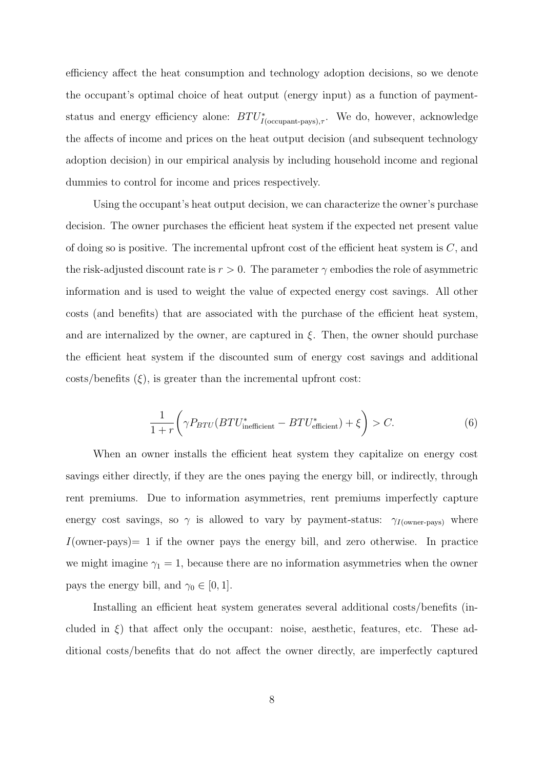efficiency affect the heat consumption and technology adoption decisions, so we denote the occupant's optimal choice of heat output (energy input) as a function of payment-status and energy efficiency alone: $BTU^*_{I(\text{occupant-pays}),\tau}$. We do, however, acknowledge the affects of income and prices on the heat output decision (and subsequent technology adoption decision) in our empirical analysis by including household income and regional dummies to control for income and prices respectively.

Using the occupant's heat output decision, we can characterize the owner's purchase decision. The owner purchases the efficient heat system if the expected net present value of doing so is positive. The incremental upfront cost of the efficient heat system is $C$, and the risk-adjusted discount rate is $r > 0$. The parameter $\gamma$ embodies the role of asymmetric information and is used to weight the value of expected energy cost savings. All other costs (and benefits) that are associated with the purchase of the efficient heat system, and are internalized by the owner, are captured in $\xi$. Then, the owner should purchase the efficient heat system if the discounted sum of energy cost savings and additional costs/benefits ($\xi$), is greater than the incremental upfront cost:

$$\frac{1}{1+r}\left(\gamma P_{BTU}(BTU^*_{\text{inefficient}} - BTU^*_{\text{efficient}}) + \xi\right) > C. \tag{6}$$

When an owner installs the efficient heat system they capitalize on energy cost savings either directly, if they are the ones paying the energy bill, or indirectly, through rent premiums. Due to information asymmetries, rent premiums imperfectly capture energy cost savings, so $\gamma$ is allowed to vary by payment-status: $\gamma_{I(\text{owner-pays})}$ where $I(\text{owner-pays}) = 1$ if the owner pays the energy bill, and zero otherwise. In practice we might imagine $\gamma_1 = 1$, because there are no information asymmetries when the owner pays the energy bill, and $\gamma_0 \in [0, 1]$.

Installing an efficient heat system generates several additional costs/benefits (included in $\xi$) that affect only the occupant: noise, aesthetic, features, etc. These additional costs/benefits that do not affect the owner directly, are imperfectly captured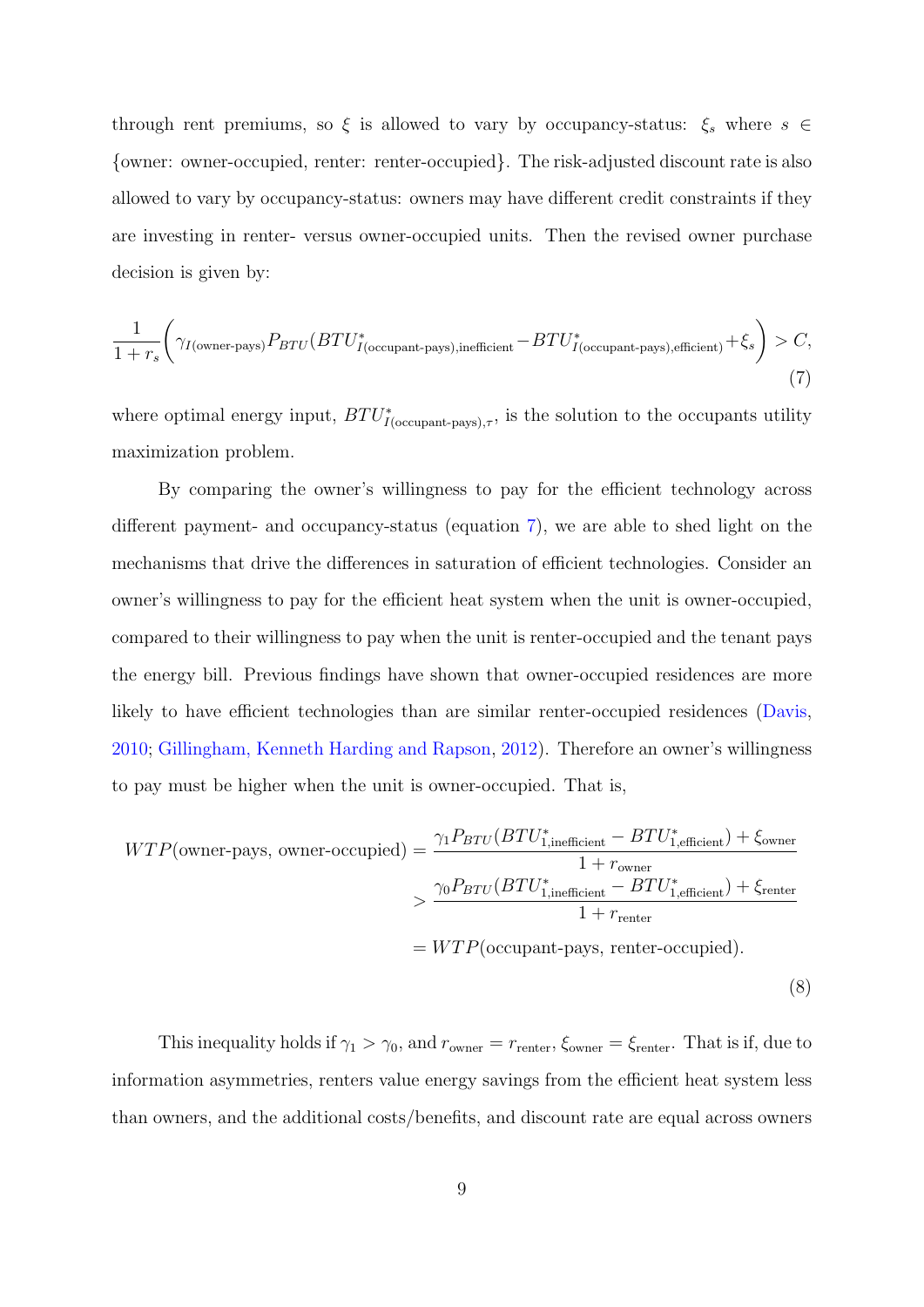through rent premiums, so $\xi$ is allowed to vary by occupancy-status: $\xi_s$ where $s \in$ {owner: owner-occupied, renter: renter-occupied}. The risk-adjusted discount rate is also allowed to vary by occupancy-status: owners may have different credit constraints if they are investing in renter- versus owner-occupied units. Then the revised owner purchase decision is given by:

$$\frac{1}{1+r_s}\left(\gamma_{I(\text{owner-pays})} P_{BTU}(BTU^*_{I(\text{occupant-pays}),\text{inefficient}} - BTU^*_{I(\text{occupant-pays}),\text{efficient})} + \xi_s\right) > C, \tag{7}$$

where optimal energy input, $BTU^*_{I(\text{occupant-pays}),\tau}$, is the solution to the occupants utility maximization problem.

By comparing the owner's willingness to pay for the efficient technology across different payment- and occupancy-status (equation 7), we are able to shed light on the mechanisms that drive the differences in saturation of efficient technologies. Consider an owner's willingness to pay for the efficient heat system when the unit is owner-occupied, compared to their willingness to pay when the unit is renter-occupied and the tenant pays the energy bill. Previous findings have shown that owner-occupied residences are more likely to have efficient technologies than are similar renter-occupied residences (Davis, 2010; Gillingham, Kenneth Harding and Rapson, 2012). Therefore an owner's willingness to pay must be higher when the unit is owner-occupied. That is,

$$\begin{aligned}
WTP(\text{owner-pays, owner-occupied}) &= \frac{\gamma_1 P_{BTU}(BTU^*_{1,\text{inefficient}} - BTU^*_{1,\text{efficient}}) + \xi_{\text{owner}}}{1+r_{\text{owner}}} \\
&> \frac{\gamma_0 P_{BTU}(BTU^*_{1,\text{inefficient}} - BTU^*_{1,\text{efficient}}) + \xi_{\text{renter}}}{1+r_{\text{renter}}} \\
&= WTP(\text{occupant-pays, renter-occupied}).
\end{aligned} \tag{8}$$

This inequality holds if $\gamma_1 > \gamma_0$, and $r_{\text{owner}} = r_{\text{renter}}$, $\xi_{\text{owner}} = \xi_{\text{renter}}$. That is if, due to information asymmetries, renters value energy savings from the efficient heat system less than owners, and the additional costs/benefits, and discount rate are equal across owners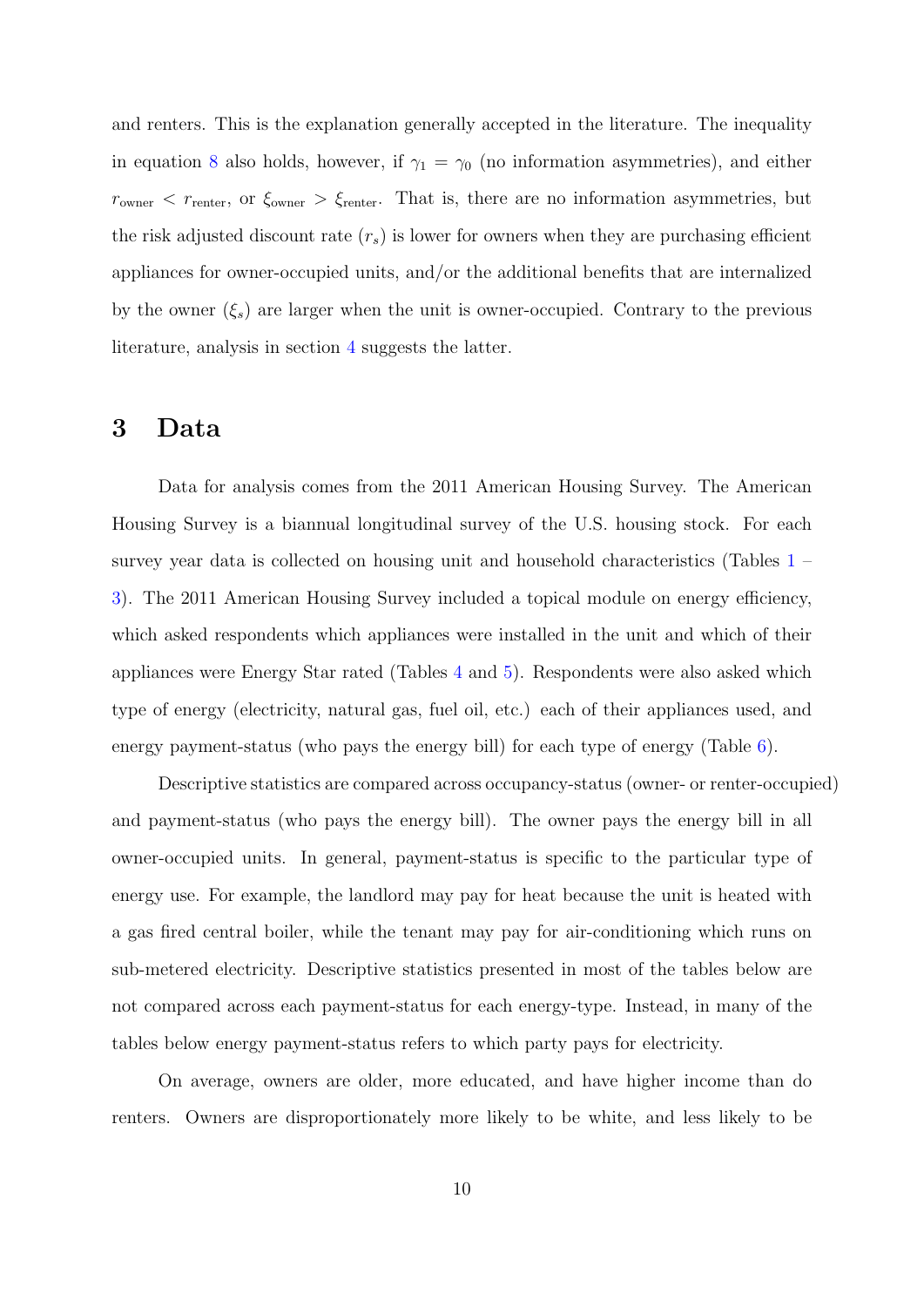and renters. This is the explanation generally accepted in the literature. The inequality in equation 8 also holds, however, if $\gamma_1 = \gamma_0$ (no information asymmetries), and either $r_{\text{owner}} < r_{\text{renter}}$, or $\xi_{\text{owner}} > \xi_{\text{renter}}$. That is, there are no information asymmetries, but the risk adjusted discount rate ($r_s$) is lower for owners when they are purchasing efficient appliances for owner-occupied units, and/or the additional benefits that are internalized by the owner ($\xi_s$) are larger when the unit is owner-occupied. Contrary to the previous literature, analysis in section 4 suggests the latter.

## 3 Data

Data for analysis comes from the 2011 American Housing Survey. The American Housing Survey is a biannual longitudinal survey of the U.S. housing stock. For each survey year data is collected on housing unit and household characteristics (Tables 1 – 3). The 2011 American Housing Survey included a topical module on energy efficiency, which asked respondents which appliances were installed in the unit and which of their appliances were Energy Star rated (Tables 4 and 5). Respondents were also asked which type of energy (electricity, natural gas, fuel oil, etc.) each of their appliances used, and energy payment-status (who pays the energy bill) for each type of energy (Table 6).

Descriptive statistics are compared across occupancy-status (owner- or renter-occupied) and payment-status (who pays the energy bill). The owner pays the energy bill in all owner-occupied units. In general, payment-status is specific to the particular type of energy use. For example, the landlord may pay for heat because the unit is heated with a gas fired central boiler, while the tenant may pay for air-conditioning which runs on sub-metered electricity. Descriptive statistics presented in most of the tables below are not compared across each payment-status for each energy-type. Instead, in many of the tables below energy payment-status refers to which party pays for electricity.

On average, owners are older, more educated, and have higher income than do renters. Owners are disproportionately more likely to be white, and less likely to be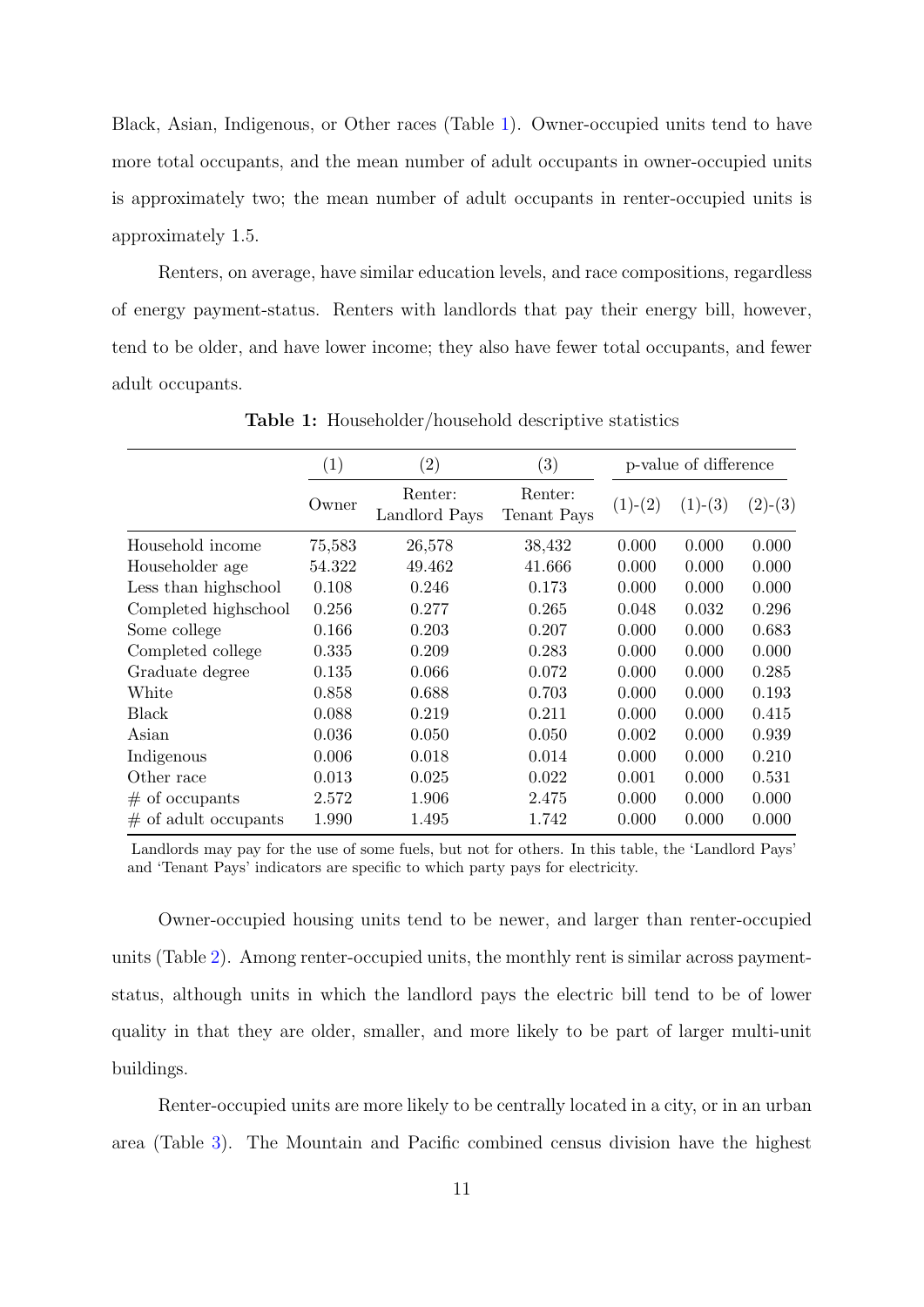Black, Asian, Indigenous, or Other races (Table 1). Owner-occupied units tend to have more total occupants, and the mean number of adult occupants in owner-occupied units is approximately two; the mean number of adult occupants in renter-occupied units is approximately 1.5.

Renters, on average, have similar education levels, and race compositions, regardless of energy payment-status. Renters with landlords that pay their energy bill, however, tend to be older, and have lower income; they also have fewer total occupants, and fewer adult occupants.

**Table 1:** Householder/household descriptive statistics

| | (1) | (2) | (3) | p-value of difference | | |
|---|---|---|---|---|---|---|
| | Owner | Renter: Landlord Pays | Renter: Tenant Pays | (1)-(2) | (1)-(3) | (2)-(3) |
| Household income | 75,583 | 26,578 | 38,432 | 0.000 | 0.000 | 0.000 |
| Householder age | 54.322 | 49.462 | 41.666 | 0.000 | 0.000 | 0.000 |
| Less than highschool | 0.108 | 0.246 | 0.173 | 0.000 | 0.000 | 0.000 |
| Completed highschool | 0.256 | 0.277 | 0.265 | 0.048 | 0.032 | 0.296 |
| Some college | 0.166 | 0.203 | 0.207 | 0.000 | 0.000 | 0.683 |
| Completed college | 0.335 | 0.209 | 0.283 | 0.000 | 0.000 | 0.000 |
| Graduate degree | 0.135 | 0.066 | 0.072 | 0.000 | 0.000 | 0.285 |
| White | 0.858 | 0.688 | 0.703 | 0.000 | 0.000 | 0.193 |
| Black | 0.088 | 0.219 | 0.211 | 0.000 | 0.000 | 0.415 |
| Asian | 0.036 | 0.050 | 0.050 | 0.002 | 0.000 | 0.939 |
| Indigenous | 0.006 | 0.018 | 0.014 | 0.000 | 0.000 | 0.210 |
| Other race | 0.013 | 0.025 | 0.022 | 0.001 | 0.000 | 0.531 |
| # of occupants | 2.572 | 1.906 | 2.475 | 0.000 | 0.000 | 0.000 |
| # of adult occupants | 1.990 | 1.495 | 1.742 | 0.000 | 0.000 | 0.000 |

Landlords may pay for the use of some fuels, but not for others. In this table, the 'Landlord Pays' and 'Tenant Pays' indicators are specific to which party pays for electricity.

Owner-occupied housing units tend to be newer, and larger than renter-occupied units (Table 2). Among renter-occupied units, the monthly rent is similar across payment-status, although units in which the landlord pays the electric bill tend to be of lower quality in that they are older, smaller, and more likely to be part of larger multi-unit buildings.

Renter-occupied units are more likely to be centrally located in a city, or in an urban area (Table 3). The Mountain and Pacific combined census division have the highest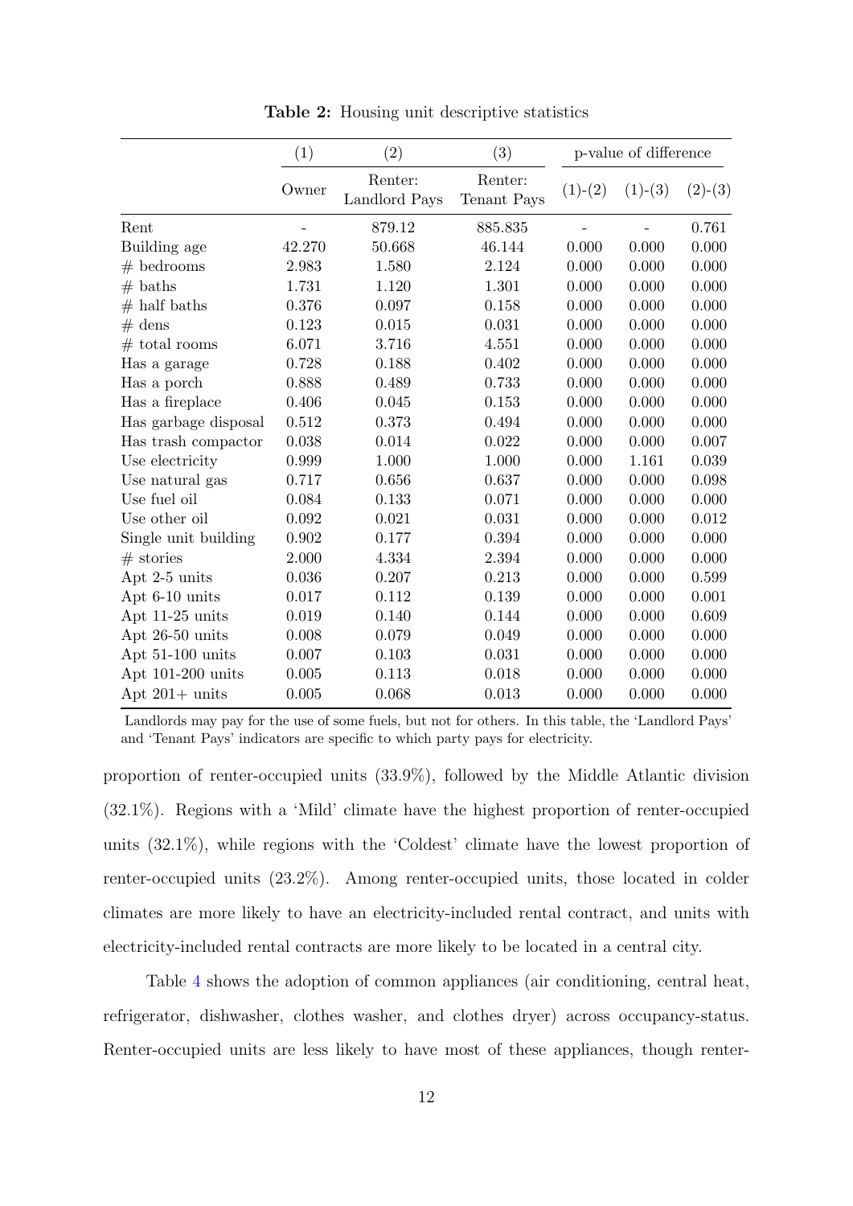**Table 2:** Housing unit descriptive statistics

| | (1) | (2) | (3) | p-value of difference | | |
|---|---|---|---|---|---|---|
| | Owner | Renter: Landlord Pays | Renter: Tenant Pays | (1)-(2) | (1)-(3) | (2)-(3) |
| Rent | - | 879.12 | 885.835 | - | - | 0.761 |
| Building age | 42.270 | 50.668 | 46.144 | 0.000 | 0.000 | 0.000 |
| # bedrooms | 2.983 | 1.580 | 2.124 | 0.000 | 0.000 | 0.000 |
| # baths | 1.731 | 1.120 | 1.301 | 0.000 | 0.000 | 0.000 |
| # half baths | 0.376 | 0.097 | 0.158 | 0.000 | 0.000 | 0.000 |
| # dens | 0.123 | 0.015 | 0.031 | 0.000 | 0.000 | 0.000 |
| # total rooms | 6.071 | 3.716 | 4.551 | 0.000 | 0.000 | 0.000 |
| Has a garage | 0.728 | 0.188 | 0.402 | 0.000 | 0.000 | 0.000 |
| Has a porch | 0.888 | 0.489 | 0.733 | 0.000 | 0.000 | 0.000 |
| Has a fireplace | 0.406 | 0.045 | 0.153 | 0.000 | 0.000 | 0.000 |
| Has garbage disposal | 0.512 | 0.373 | 0.494 | 0.000 | 0.000 | 0.000 |
| Has trash compactor | 0.038 | 0.014 | 0.022 | 0.000 | 0.000 | 0.007 |
| Use electricity | 0.999 | 1.000 | 1.000 | 0.000 | 1.161 | 0.039 |
| Use natural gas | 0.717 | 0.656 | 0.637 | 0.000 | 0.000 | 0.098 |
| Use fuel oil | 0.084 | 0.133 | 0.071 | 0.000 | 0.000 | 0.000 |
| Use other oil | 0.092 | 0.021 | 0.031 | 0.000 | 0.000 | 0.012 |
| Single unit building | 0.902 | 0.177 | 0.394 | 0.000 | 0.000 | 0.000 |
| # stories | 2.000 | 4.334 | 2.394 | 0.000 | 0.000 | 0.000 |
| Apt 2-5 units | 0.036 | 0.207 | 0.213 | 0.000 | 0.000 | 0.599 |
| Apt 6-10 units | 0.017 | 0.112 | 0.139 | 0.000 | 0.000 | 0.001 |
| Apt 11-25 units | 0.019 | 0.140 | 0.144 | 0.000 | 0.000 | 0.609 |
| Apt 26-50 units | 0.008 | 0.079 | 0.049 | 0.000 | 0.000 | 0.000 |
| Apt 51-100 units | 0.007 | 0.103 | 0.031 | 0.000 | 0.000 | 0.000 |
| Apt 101-200 units | 0.005 | 0.113 | 0.018 | 0.000 | 0.000 | 0.000 |
| Apt 201+ units | 0.005 | 0.068 | 0.013 | 0.000 | 0.000 | 0.000 |

Landlords may pay for the use of some fuels, but not for others. In this table, the 'Landlord Pays' and 'Tenant Pays' indicators are specific to which party pays for electricity.

proportion of renter-occupied units (33.9%), followed by the Middle Atlantic division (32.1%). Regions with a 'Mild' climate have the highest proportion of renter-occupied units (32.1%), while regions with the 'Coldest' climate have the lowest proportion of renter-occupied units (23.2%). Among renter-occupied units, those located in colder climates are more likely to have an electricity-included rental contract, and units with electricity-included rental contracts are more likely to be located in a central city.

Table 4 shows the adoption of common appliances (air conditioning, central heat, refrigerator, dishwasher, clothes washer, and clothes dryer) across occupancy-status. Renter-occupied units are less likely to have most of these appliances, though renter-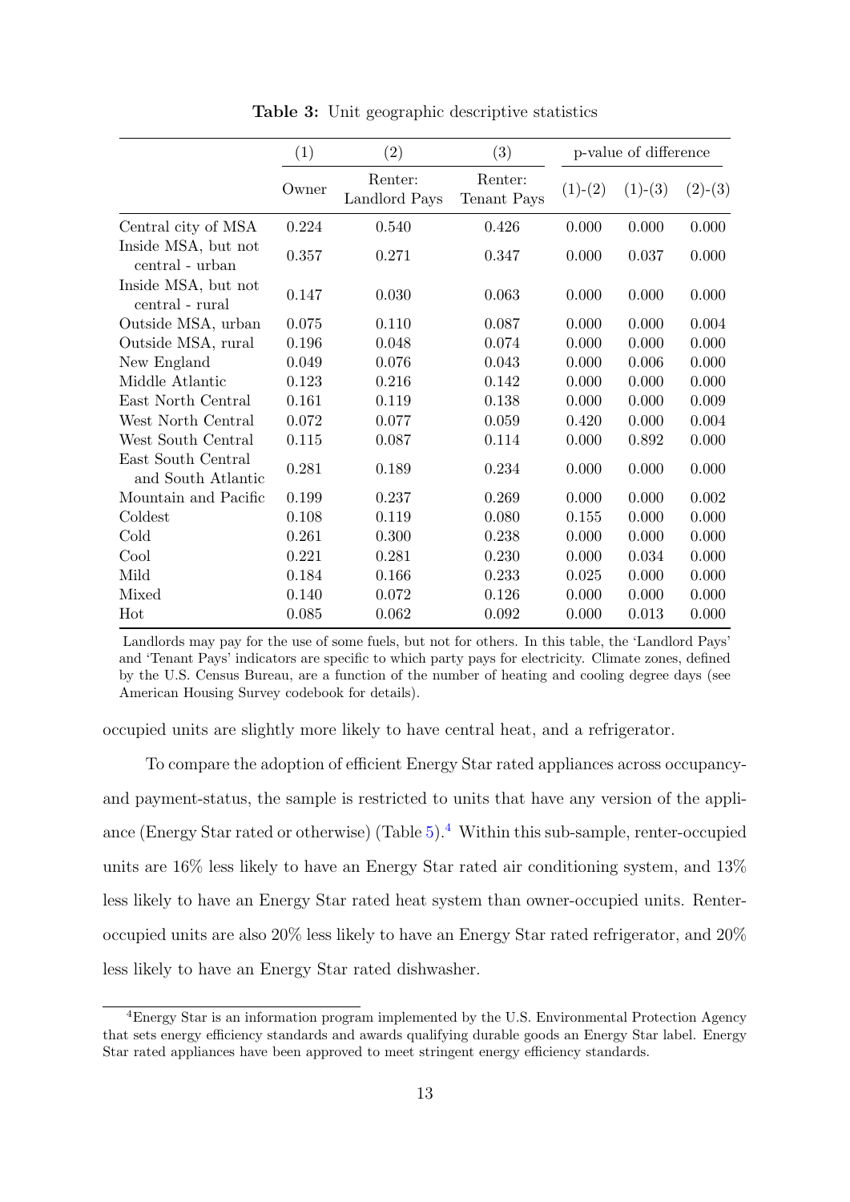**Table 3:** Unit geographic descriptive statistics

| | (1) | (2) | (3) | p-value of difference | | |
|---|---|---|---|---|---|---|
| | Owner | Renter: Landlord Pays | Renter: Tenant Pays | (1)-(2) | (1)-(3) | (2)-(3) |
| Central city of MSA | 0.224 | 0.540 | 0.426 | 0.000 | 0.000 | 0.000 |
| Inside MSA, but not central - urban | 0.357 | 0.271 | 0.347 | 0.000 | 0.037 | 0.000 |
| Inside MSA, but not central - rural | 0.147 | 0.030 | 0.063 | 0.000 | 0.000 | 0.000 |
| Outside MSA, urban | 0.075 | 0.110 | 0.087 | 0.000 | 0.000 | 0.004 |
| Outside MSA, rural | 0.196 | 0.048 | 0.074 | 0.000 | 0.000 | 0.000 |
| New England | 0.049 | 0.076 | 0.043 | 0.000 | 0.006 | 0.000 |
| Middle Atlantic | 0.123 | 0.216 | 0.142 | 0.000 | 0.000 | 0.000 |
| East North Central | 0.161 | 0.119 | 0.138 | 0.000 | 0.000 | 0.009 |
| West North Central | 0.072 | 0.077 | 0.059 | 0.420 | 0.000 | 0.004 |
| West South Central | 0.115 | 0.087 | 0.114 | 0.000 | 0.892 | 0.000 |
| East South Central and South Atlantic | 0.281 | 0.189 | 0.234 | 0.000 | 0.000 | 0.000 |
| Mountain and Pacific | 0.199 | 0.237 | 0.269 | 0.000 | 0.000 | 0.002 |
| Coldest | 0.108 | 0.119 | 0.080 | 0.155 | 0.000 | 0.000 |
| Cold | 0.261 | 0.300 | 0.238 | 0.000 | 0.000 | 0.000 |
| Cool | 0.221 | 0.281 | 0.230 | 0.000 | 0.034 | 0.000 |
| Mild | 0.184 | 0.166 | 0.233 | 0.025 | 0.000 | 0.000 |
| Mixed | 0.140 | 0.072 | 0.126 | 0.000 | 0.000 | 0.000 |
| Hot | 0.085 | 0.062 | 0.092 | 0.000 | 0.013 | 0.000 |

Landlords may pay for the use of some fuels, but not for others. In this table, the 'Landlord Pays' and 'Tenant Pays' indicators are specific to which party pays for electricity. Climate zones, defined by the U.S. Census Bureau, are a function of the number of heating and cooling degree days (see American Housing Survey codebook for details).

occupied units are slightly more likely to have central heat, and a refrigerator.

To compare the adoption of efficient Energy Star rated appliances across occupancy- and payment-status, the sample is restricted to units that have any version of the appliance (Energy Star rated or otherwise) (Table 5).[4] Within this sub-sample, renter-occupied units are 16% less likely to have an Energy Star rated air conditioning system, and 13% less likely to have an Energy Star rated heat system than owner-occupied units. Renter-occupied units are also 20% less likely to have an Energy Star rated refrigerator, and 20% less likely to have an Energy Star rated dishwasher.

[4] Energy Star is an information program implemented by the U.S. Environmental Protection Agency that sets energy efficiency standards and awards qualifying durable goods an Energy Star label. Energy Star rated appliances have been approved to meet stringent energy efficiency standards.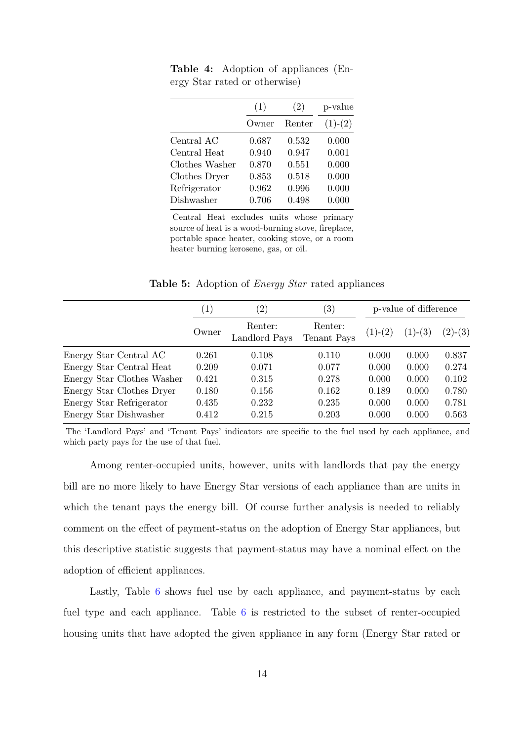**Table 4:** Adoption of appliances (Energy Star rated or otherwise)

| | (1) | (2) | p-value |
|---|---|---|---|
| | Owner | Renter | (1)-(2) |
| Central AC | 0.687 | 0.532 | 0.000 |
| Central Heat | 0.940 | 0.947 | 0.001 |
| Clothes Washer | 0.870 | 0.551 | 0.000 |
| Clothes Dryer | 0.853 | 0.518 | 0.000 |
| Refrigerator | 0.962 | 0.996 | 0.000 |
| Dishwasher | 0.706 | 0.498 | 0.000 |

Central Heat excludes units whose primary source of heat is a wood-burning stove, fireplace, portable space heater, cooking stove, or a room heater burning kerosene, gas, or oil.

**Table 5:** Adoption of *Energy Star* rated appliances

| | (1) | (2) | (3) | p-value of difference | | |
|---|---|---|---|---|---|---|
| | Owner | Renter: Landlord Pays | Renter: Tenant Pays | (1)-(2) | (1)-(3) | (2)-(3) |
| Energy Star Central AC | 0.261 | 0.108 | 0.110 | 0.000 | 0.000 | 0.837 |
| Energy Star Central Heat | 0.209 | 0.071 | 0.077 | 0.000 | 0.000 | 0.274 |
| Energy Star Clothes Washer | 0.421 | 0.315 | 0.278 | 0.000 | 0.000 | 0.102 |
| Energy Star Clothes Dryer | 0.180 | 0.156 | 0.162 | 0.189 | 0.000 | 0.780 |
| Energy Star Refrigerator | 0.435 | 0.232 | 0.235 | 0.000 | 0.000 | 0.781 |
| Energy Star Dishwasher | 0.412 | 0.215 | 0.203 | 0.000 | 0.000 | 0.563 |

The 'Landlord Pays' and 'Tenant Pays' indicators are specific to the fuel used by each appliance, and which party pays for the use of that fuel.

Among renter-occupied units, however, units with landlords that pay the energy bill are no more likely to have Energy Star versions of each appliance than are units in which the tenant pays the energy bill. Of course further analysis is needed to reliably comment on the effect of payment-status on the adoption of Energy Star appliances, but this descriptive statistic suggests that payment-status may have a nominal effect on the adoption of efficient appliances.

Lastly, Table 6 shows fuel use by each appliance, and payment-status by each fuel type and each appliance. Table 6 is restricted to the subset of renter-occupied housing units that have adopted the given appliance in any form (Energy Star rated or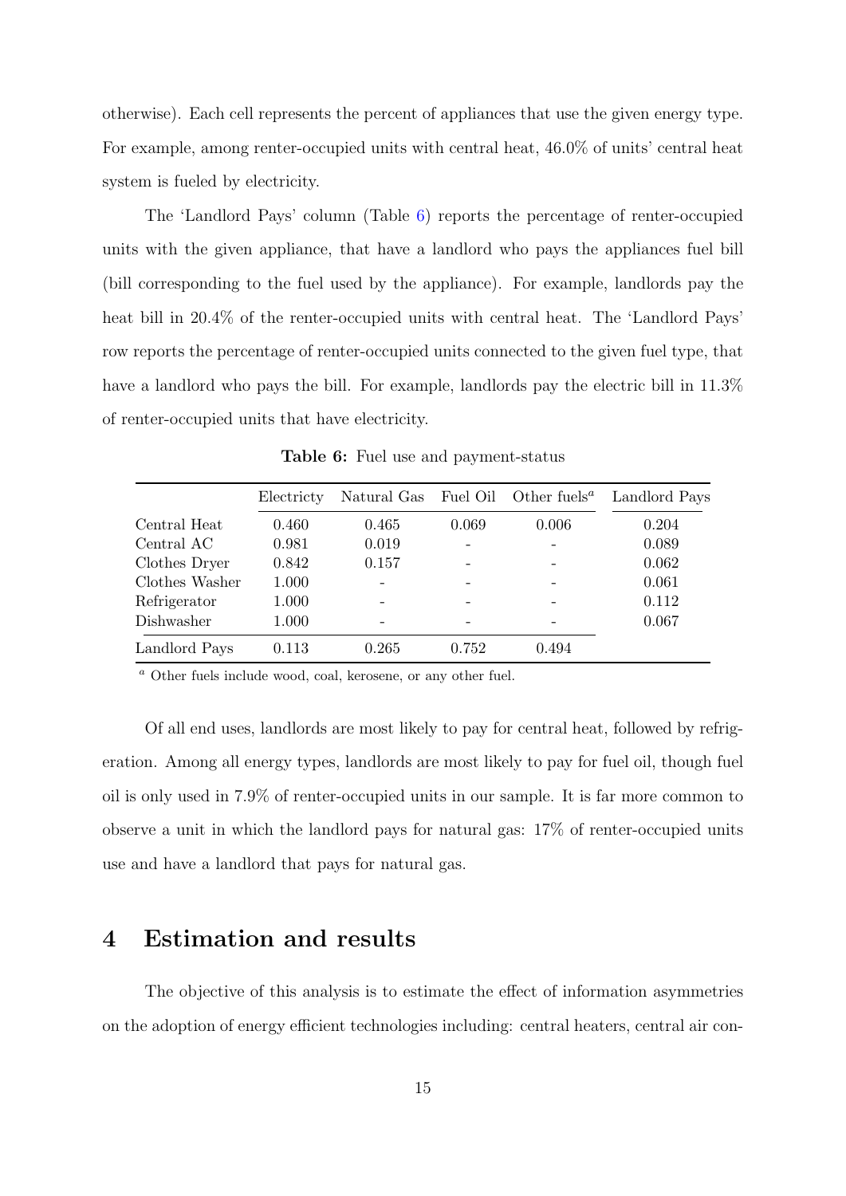otherwise). Each cell represents the percent of appliances that use the given energy type. For example, among renter-occupied units with central heat, 46.0% of units' central heat system is fueled by electricity.

The 'Landlord Pays' column (Table 6) reports the percentage of renter-occupied units with the given appliance, that have a landlord who pays the appliances fuel bill (bill corresponding to the fuel used by the appliance). For example, landlords pay the heat bill in 20.4% of the renter-occupied units with central heat. The 'Landlord Pays' row reports the percentage of renter-occupied units connected to the given fuel type, that have a landlord who pays the bill. For example, landlords pay the electric bill in 11.3% of renter-occupied units that have electricity.

**Table 6:** Fuel use and payment-status

| | Electricty | Natural Gas | Fuel Oil | Other fuels[a] | Landlord Pays |
|---|---|---|---|---|---|
| Central Heat | 0.460 | 0.465 | 0.069 | 0.006 | 0.204 |
| Central AC | 0.981 | 0.019 | - | - | 0.089 |
| Clothes Dryer | 0.842 | 0.157 | - | - | 0.062 |
| Clothes Washer | 1.000 | - | - | - | 0.061 |
| Refrigerator | 1.000 | - | - | - | 0.112 |
| Dishwasher | 1.000 | - | - | - | 0.067 |
| Landlord Pays | 0.113 | 0.265 | 0.752 | 0.494 | |

[a] Other fuels include wood, coal, kerosene, or any other fuel.

Of all end uses, landlords are most likely to pay for central heat, followed by refrigeration. Among all energy types, landlords are most likely to pay for fuel oil, though fuel oil is only used in 7.9% of renter-occupied units in our sample. It is far more common to observe a unit in which the landlord pays for natural gas: 17% of renter-occupied units use and have a landlord that pays for natural gas.

## 4 Estimation and results

The objective of this analysis is to estimate the effect of information asymmetries on the adoption of energy efficient technologies including: central heaters, central air con-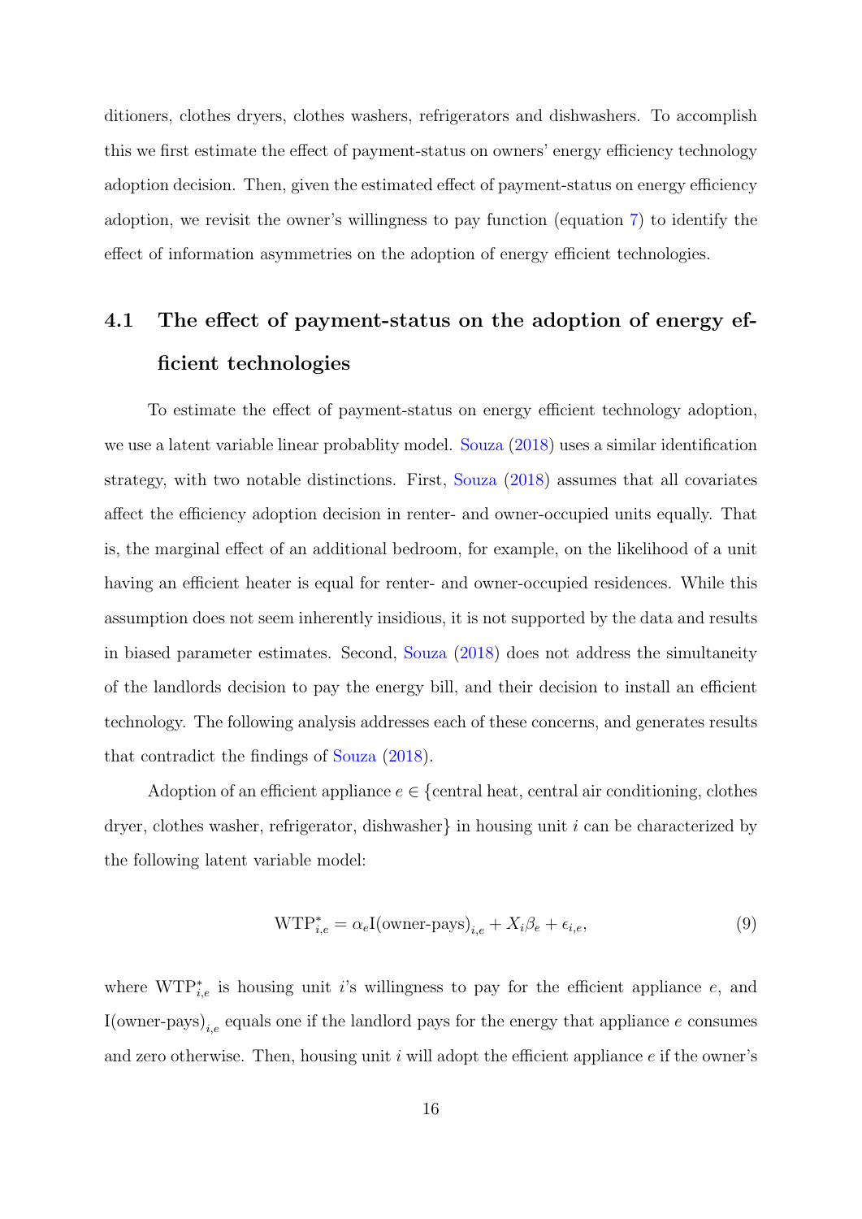ditioners, clothes dryers, clothes washers, refrigerators and dishwashers. To accomplish this we first estimate the effect of payment-status on owners' energy efficiency technology adoption decision. Then, given the estimated effect of payment-status on energy efficiency adoption, we revisit the owner's willingness to pay function (equation 7) to identify the effect of information asymmetries on the adoption of energy efficient technologies.

## 4.1 The effect of payment-status on the adoption of energy efficient technologies

To estimate the effect of payment-status on energy efficient technology adoption, we use a latent variable linear probablity model. Souza (2018) uses a similar identification strategy, with two notable distinctions. First, Souza (2018) assumes that all covariates affect the efficiency adoption decision in renter- and owner-occupied units equally. That is, the marginal effect of an additional bedroom, for example, on the likelihood of a unit having an efficient heater is equal for renter- and owner-occupied residences. While this assumption does not seem inherently insidious, it is not supported by the data and results in biased parameter estimates. Second, Souza (2018) does not address the simultaneity of the landlords decision to pay the energy bill, and their decision to install an efficient technology. The following analysis addresses each of these concerns, and generates results that contradict the findings of Souza (2018).

Adoption of an efficient appliance $e \in$ {central heat, central air conditioning, clothes dryer, clothes washer, refrigerator, dishwasher} in housing unit $i$ can be characterized by the following latent variable model:

$$\text{WTP}^*_{i,e} = \alpha_e \text{I(owner-pays)}_{i,e} + X_i \beta_e + \epsilon_{i,e}, \tag{9}$$

where $\text{WTP}^*_{i,e}$ is housing unit $i$'s willingness to pay for the efficient appliance $e$, and $\text{I(owner-pays)}_{i,e}$ equals one if the landlord pays for the energy that appliance $e$ consumes and zero otherwise. Then, housing unit $i$ will adopt the efficient appliance $e$ if the owner's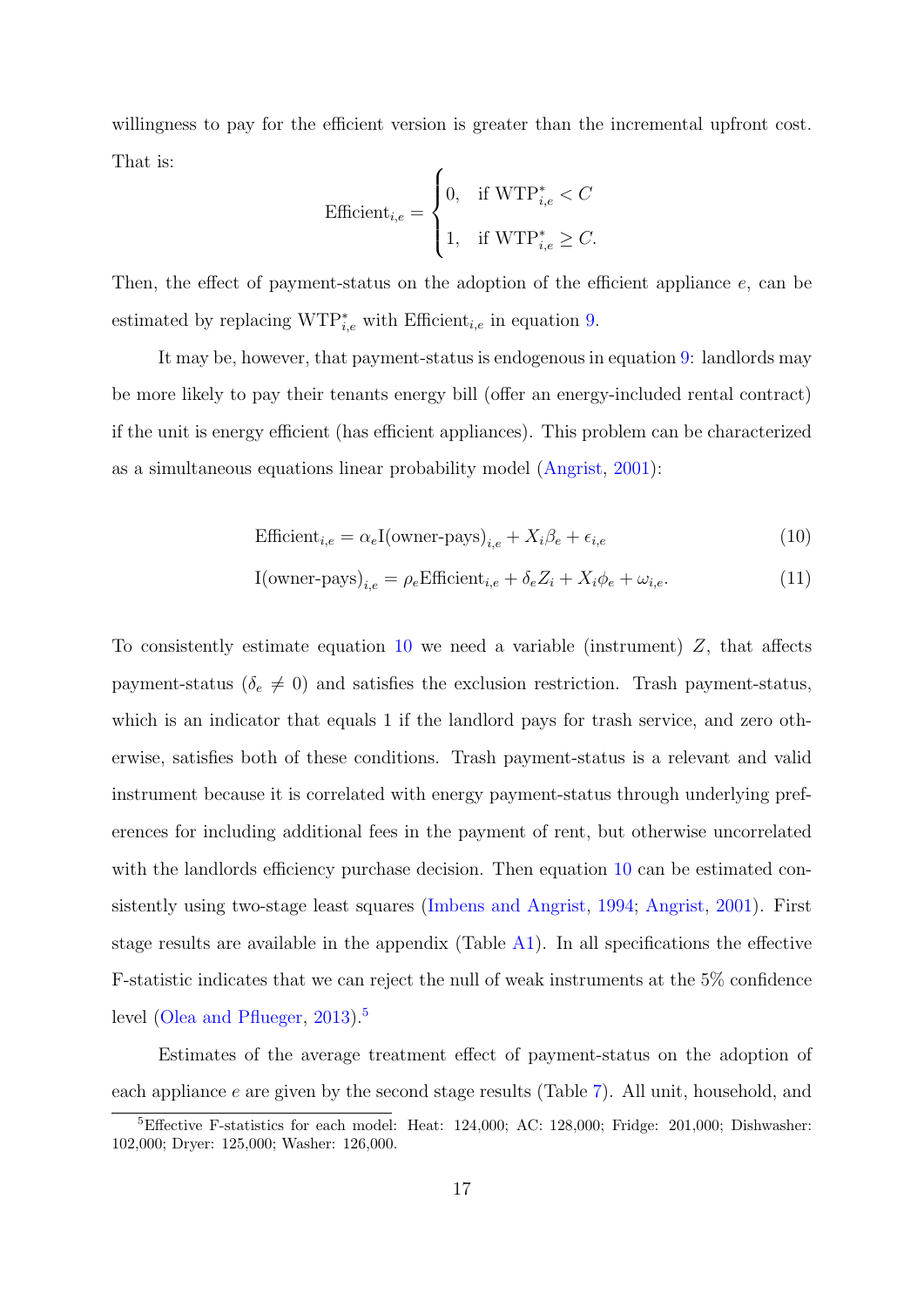willingness to pay for the efficient version is greater than the incremental upfront cost. That is:

$$\text{Efficient}_{i,e} = \begin{cases} 0, & \text{if } \text{WTP}^*_{i,e} < C \\ 1, & \text{if } \text{WTP}^*_{i,e} \geq C. \end{cases}$$

Then, the effect of payment-status on the adoption of the efficient appliance $e$, can be estimated by replacing $\text{WTP}^*_{i,e}$ with $\text{Efficient}_{i,e}$ in equation 9.

It may be, however, that payment-status is endogenous in equation 9: landlords may be more likely to pay their tenants energy bill (offer an energy-included rental contract) if the unit is energy efficient (has efficient appliances). This problem can be characterized as a simultaneous equations linear probability model (Angrist, 2001):

$$\text{Efficient}_{i,e} = \alpha_e \text{I(owner-pays)}_{i,e} + X_i \beta_e + \epsilon_{i,e} \tag{10}$$

$$\text{I(owner-pays)}_{i,e} = \rho_e \text{Efficient}_{i,e} + \delta_e Z_i + X_i \phi_e + \omega_{i,e}. \tag{11}$$

To consistently estimate equation 10 we need a variable (instrument) $Z$, that affects payment-status ($\delta_e \neq 0$) and satisfies the exclusion restriction. Trash payment-status, which is an indicator that equals 1 if the landlord pays for trash service, and zero otherwise, satisfies both of these conditions. Trash payment-status is a relevant and valid instrument because it is correlated with energy payment-status through underlying preferences for including additional fees in the payment of rent, but otherwise uncorrelated with the landlords efficiency purchase decision. Then equation 10 can be estimated consistently using two-stage least squares (Imbens and Angrist, 1994; Angrist, 2001). First stage results are available in the appendix (Table A1). In all specifications the effective F-statistic indicates that we can reject the null of weak instruments at the 5% confidence level (Olea and Pflueger, 2013).[5]

Estimates of the average treatment effect of payment-status on the adoption of each appliance $e$ are given by the second stage results (Table 7). All unit, household, and

[5]Effective F-statistics for each model: Heat: 124,000; AC: 128,000; Fridge: 201,000; Dishwasher: 102,000; Dryer: 125,000; Washer: 126,000.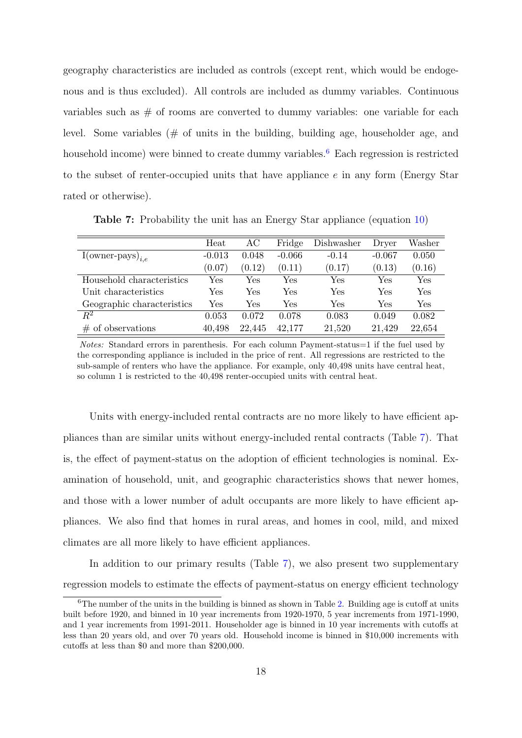geography characteristics are included as controls (except rent, which would be endogenous and is thus excluded). All controls are included as dummy variables. Continuous variables such as # of rooms are converted to dummy variables: one variable for each level. Some variables (# of units in the building, building age, householder age, and household income) were binned to create dummy variables.[6] Each regression is restricted to the subset of renter-occupied units that have appliance $e$ in any form (Energy Star rated or otherwise).

**Table 7:** Probability the unit has an Energy Star appliance (equation 10)

| | Heat | AC | Fridge | Dishwasher | Dryer | Washer |
|---|---|---|---|---|---|---|
| I(owner-pays)$_{i,e}$ | -0.013 | 0.048 | -0.066 | -0.14 | -0.067 | 0.050 |
| | (0.07) | (0.12) | (0.11) | (0.17) | (0.13) | (0.16) |
| Household characteristics | Yes | Yes | Yes | Yes | Yes | Yes |
| Unit characteristics | Yes | Yes | Yes | Yes | Yes | Yes |
| Geographic characteristics | Yes | Yes | Yes | Yes | Yes | Yes |
| $R^2$ | 0.053 | 0.072 | 0.078 | 0.083 | 0.049 | 0.082 |
| # of observations | 40,498 | 22,445 | 42,177 | 21,520 | 21,429 | 22,654 |

*Notes:* Standard errors in parenthesis. For each column Payment-status=1 if the fuel used by the corresponding appliance is included in the price of rent. All regressions are restricted to the sub-sample of renters who have the appliance. For example, only 40,498 units have central heat, so column 1 is restricted to the 40,498 renter-occupied units with central heat.

Units with energy-included rental contracts are no more likely to have efficient appliances than are similar units without energy-included rental contracts (Table 7). That is, the effect of payment-status on the adoption of efficient technologies is nominal. Examination of household, unit, and geographic characteristics shows that newer homes, and those with a lower number of adult occupants are more likely to have efficient appliances. We also find that homes in rural areas, and homes in cool, mild, and mixed climates are all more likely to have efficient appliances.

In addition to our primary results (Table 7), we also present two supplementary regression models to estimate the effects of payment-status on energy efficient technology

[6] The number of the units in the building is binned as shown in Table 2. Building age is cutoff at units built before 1920, and binned in 10 year increments from 1920-1970, 5 year increments from 1971-1990, and 1 year increments from 1991-2011. Householder age is binned in 10 year increments with cutoffs at less than 20 years old, and over 70 years old. Household income is binned in $10,000 increments with cutoffs at less than $0 and more than $200,000.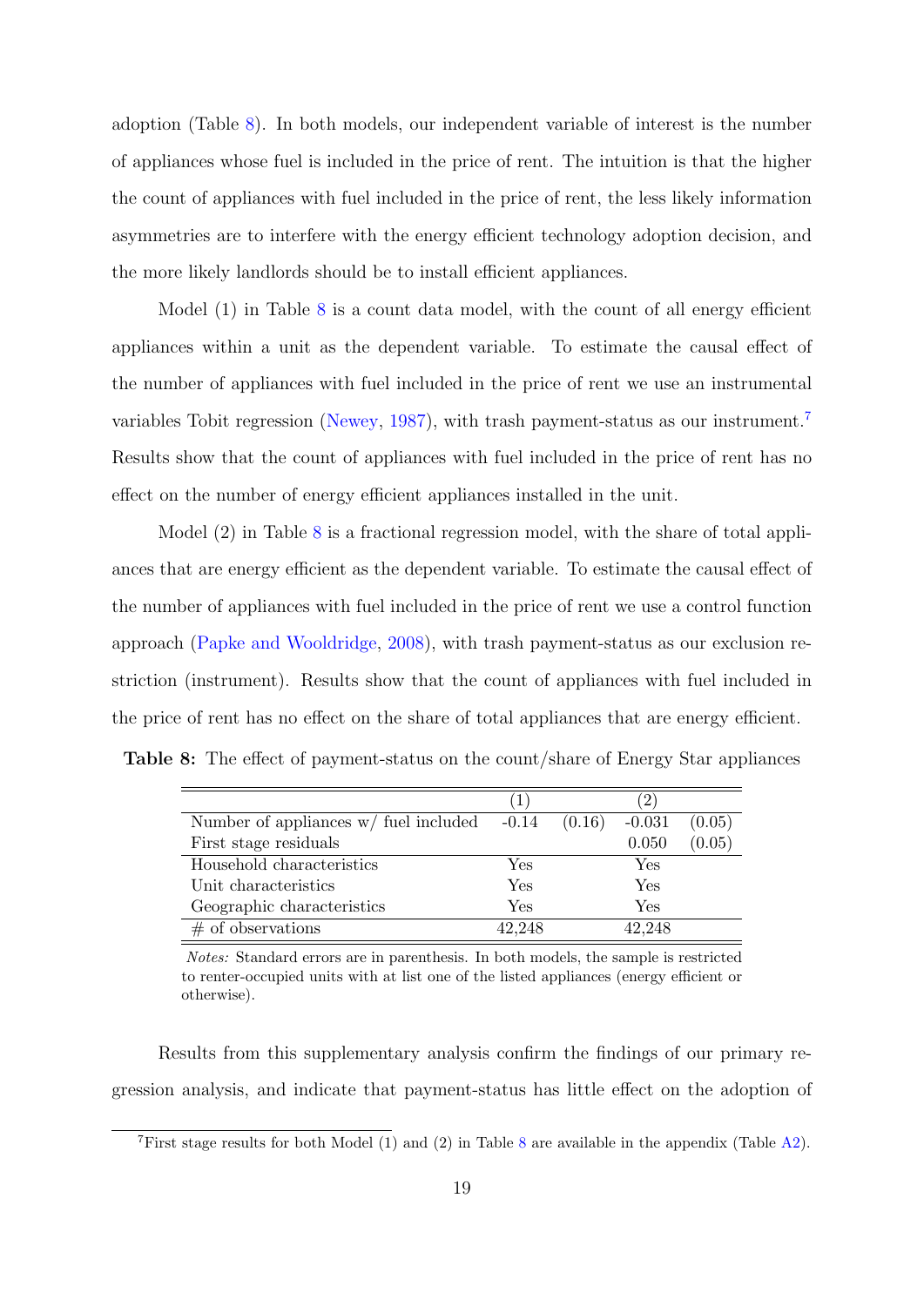adoption (Table 8). In both models, our independent variable of interest is the number of appliances whose fuel is included in the price of rent. The intuition is that the higher the count of appliances with fuel included in the price of rent, the less likely information asymmetries are to interfere with the energy efficient technology adoption decision, and the more likely landlords should be to install efficient appliances.

Model (1) in Table 8 is a count data model, with the count of all energy efficient appliances within a unit as the dependent variable. To estimate the causal effect of the number of appliances with fuel included in the price of rent we use an instrumental variables Tobit regression (Newey, 1987), with trash payment-status as our instrument.[7] Results show that the count of appliances with fuel included in the price of rent has no effect on the number of energy efficient appliances installed in the unit.

Model (2) in Table 8 is a fractional regression model, with the share of total appliances that are energy efficient as the dependent variable. To estimate the causal effect of the number of appliances with fuel included in the price of rent we use a control function approach (Papke and Wooldridge, 2008), with trash payment-status as our exclusion restriction (instrument). Results show that the count of appliances with fuel included in the price of rent has no effect on the share of total appliances that are energy efficient.

**Table 8:** The effect of payment-status on the count/share of Energy Star appliances

| | (1) | | (2) | |
|---|---|---|---|---|
| Number of appliances w/ fuel included | -0.14 | (0.16) | -0.031 | (0.05) |
| First stage residuals | | | 0.050 | (0.05) |
| Household characteristics | Yes | | Yes | |
| Unit characteristics | Yes | | Yes | |
| Geographic characteristics | Yes | | Yes | |
| # of observations | 42,248 | | 42,248 | |

*Notes:* Standard errors are in parenthesis. In both models, the sample is restricted to renter-occupied units with at list one of the listed appliances (energy efficient or otherwise).

Results from this supplementary analysis confirm the findings of our primary regression analysis, and indicate that payment-status has little effect on the adoption of

[7] First stage results for both Model (1) and (2) in Table 8 are available in the appendix (Table A2).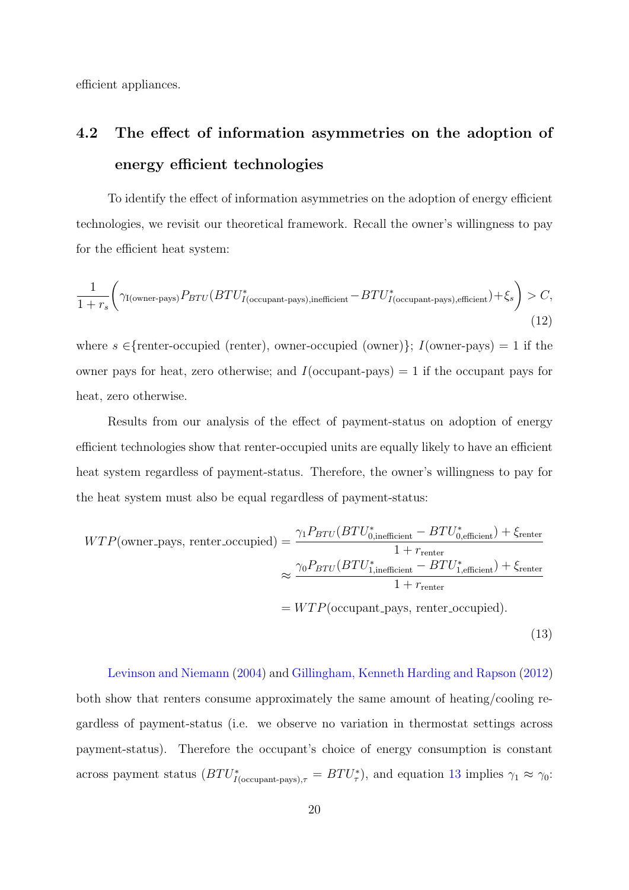efficient appliances.

## 4.2 The effect of information asymmetries on the adoption of energy efficient technologies

To identify the effect of information asymmetries on the adoption of energy efficient technologies, we revisit our theoretical framework. Recall the owner's willingness to pay for the efficient heat system:

$$\frac{1}{1+r_s}\left(\gamma_{\text{I(owner-pays)}} P_{BTU}(BTU^*_{I(\text{occupant-pays}),\text{inefficient}} - BTU^*_{I(\text{occupant-pays}),\text{efficient}}) + \xi_s\right) > C, \tag{12}$$

where $s \in$ {renter-occupied (renter), owner-occupied (owner)}; $I$(owner-pays) = 1 if the owner pays for heat, zero otherwise; and $I$(occupant-pays) = 1 if the occupant pays for heat, zero otherwise.

Results from our analysis of the effect of payment-status on adoption of energy efficient technologies show that renter-occupied units are equally likely to have an efficient heat system regardless of payment-status. Therefore, the owner's willingness to pay for the heat system must also be equal regardless of payment-status:

$$\begin{aligned}
WTP(\text{owner\_pays, renter\_occupied}) &= \frac{\gamma_1 P_{BTU}(BTU^*_{0,\text{inefficient}} - BTU^*_{0,\text{efficient}}) + \xi_{\text{renter}}}{1+r_{\text{renter}}} \\
&\approx \frac{\gamma_0 P_{BTU}(BTU^*_{1,\text{inefficient}} - BTU^*_{1,\text{efficient}}) + \xi_{\text{renter}}}{1+r_{\text{renter}}} \\
&= WTP(\text{occupant\_pays, renter\_occupied}).
\end{aligned} \tag{13}$$

Levinson and Niemann (2004) and Gillingham, Kenneth Harding and Rapson (2012) both show that renters consume approximately the same amount of heating/cooling regardless of payment-status (i.e. we observe no variation in thermostat settings across payment-status). Therefore the occupant's choice of energy consumption is constant across payment status ($BTU^*_{I(\text{occupant-pays}),\tau} = BTU^*_\tau$), and equation 13 implies $\gamma_1 \approx \gamma_0$: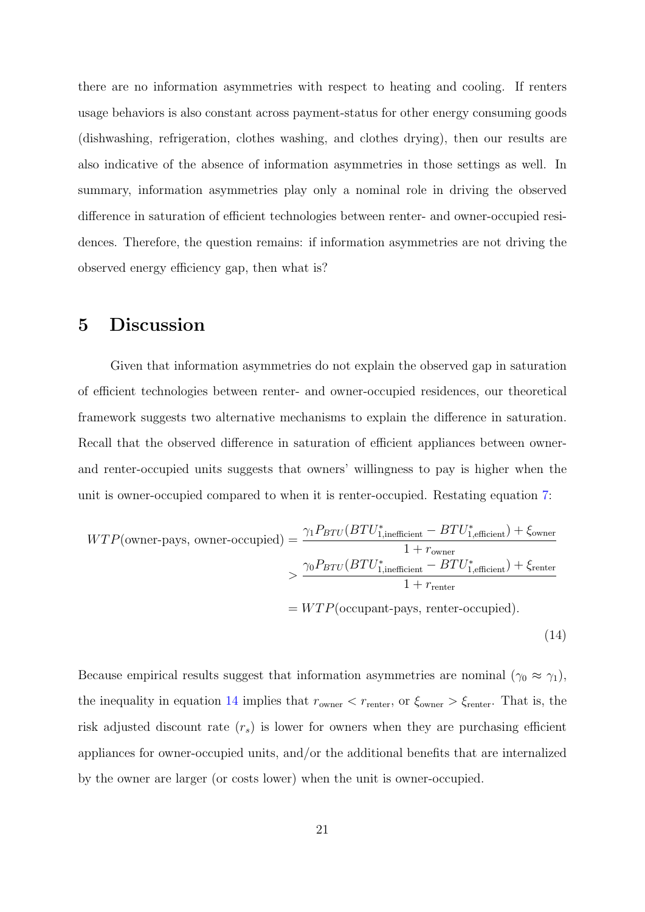there are no information asymmetries with respect to heating and cooling. If renters usage behaviors is also constant across payment-status for other energy consuming goods (dishwashing, refrigeration, clothes washing, and clothes drying), then our results are also indicative of the absence of information asymmetries in those settings as well. In summary, information asymmetries play only a nominal role in driving the observed difference in saturation of efficient technologies between renter- and owner-occupied residences. Therefore, the question remains: if information asymmetries are not driving the observed energy efficiency gap, then what is?

# 5 Discussion

Given that information asymmetries do not explain the observed gap in saturation of efficient technologies between renter- and owner-occupied residences, our theoretical framework suggests two alternative mechanisms to explain the difference in saturation. Recall that the observed difference in saturation of efficient appliances between owner- and renter-occupied units suggests that owners' willingness to pay is higher when the unit is owner-occupied compared to when it is renter-occupied. Restating equation 7:

$$
\begin{aligned}
WTP(\text{owner-pays, owner-occupied}) &= \frac{\gamma_1 P_{BTU}(BTU^*_{1,\text{inefficient}} - BTU^*_{1,\text{efficient}}) + \xi_{\text{owner}}}{1 + r_{\text{owner}}} \\
&> \frac{\gamma_0 P_{BTU}(BTU^*_{1,\text{inefficient}} - BTU^*_{1,\text{efficient}}) + \xi_{\text{renter}}}{1 + r_{\text{renter}}} \\
&= WTP(\text{occupant-pays, renter-occupied}).
\end{aligned}
\tag{14}
$$

Because empirical results suggest that information asymmetries are nominal ($\gamma_0 \approx \gamma_1$), the inequality in equation 14 implies that $r_{\text{owner}} < r_{\text{renter}}$, or $\xi_{\text{owner}} > \xi_{\text{renter}}$. That is, the risk adjusted discount rate ($r_s$) is lower for owners when they are purchasing efficient appliances for owner-occupied units, and/or the additional benefits that are internalized by the owner are larger (or costs lower) when the unit is owner-occupied.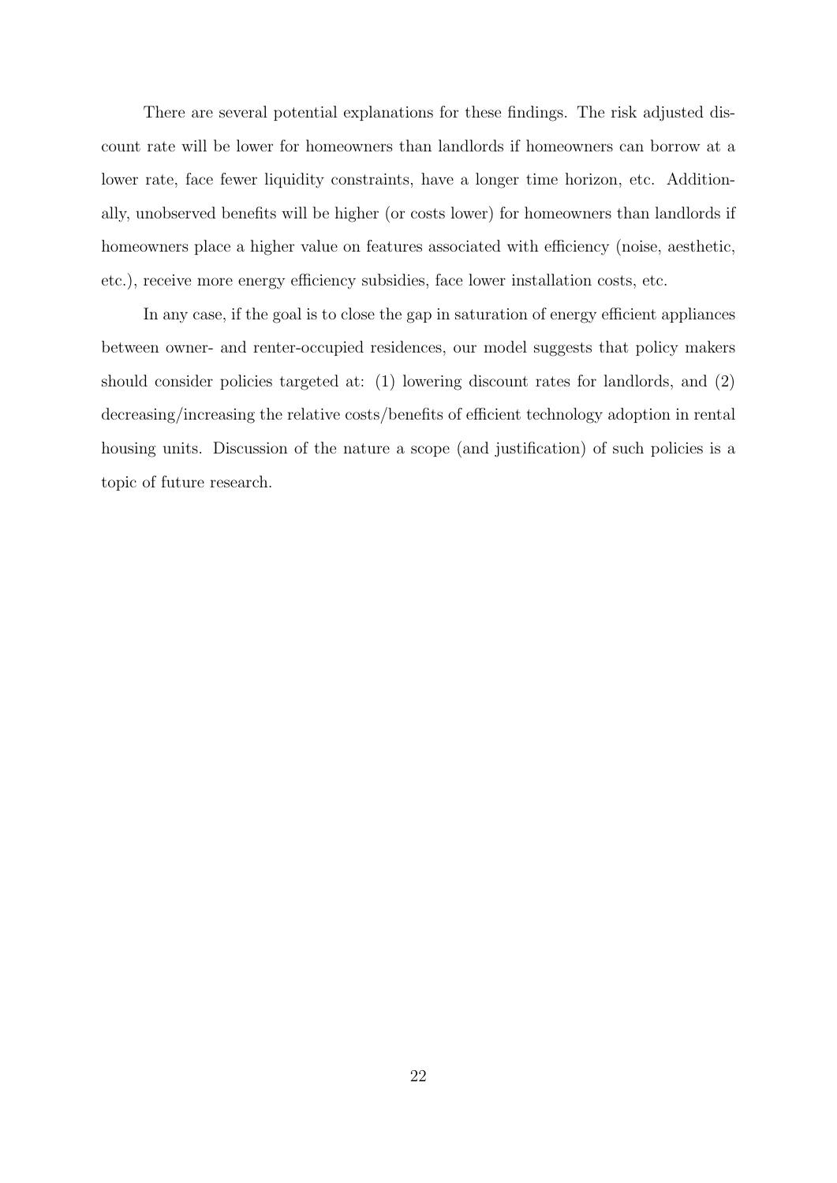There are several potential explanations for these findings. The risk adjusted discount rate will be lower for homeowners than landlords if homeowners can borrow at a lower rate, face fewer liquidity constraints, have a longer time horizon, etc. Additionally, unobserved benefits will be higher (or costs lower) for homeowners than landlords if homeowners place a higher value on features associated with efficiency (noise, aesthetic, etc.), receive more energy efficiency subsidies, face lower installation costs, etc.

In any case, if the goal is to close the gap in saturation of energy efficient appliances between owner- and renter-occupied residences, our model suggests that policy makers should consider policies targeted at: (1) lowering discount rates for landlords, and (2) decreasing/increasing the relative costs/benefits of efficient technology adoption in rental housing units. Discussion of the nature a scope (and justification) of such policies is a topic of future research.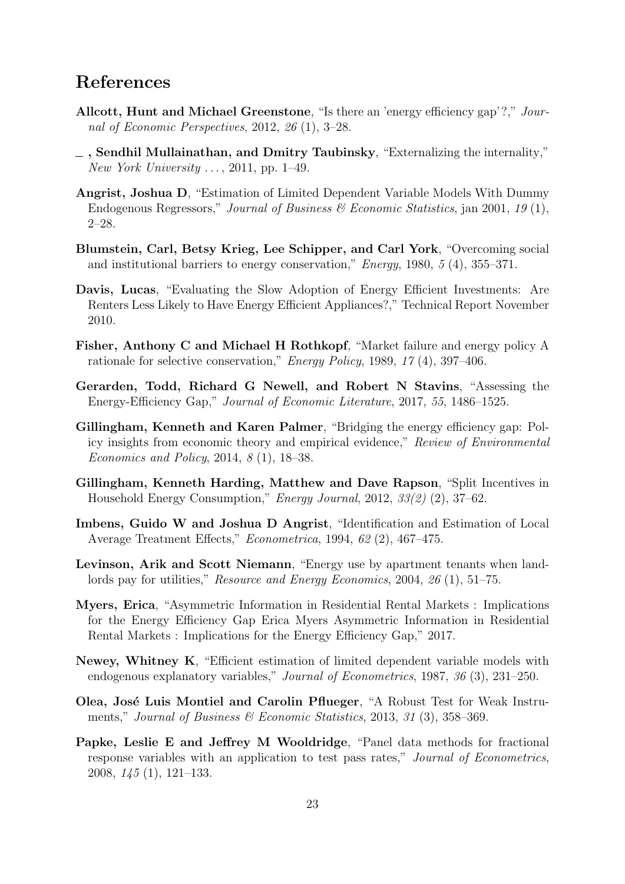## References

**Allcott, Hunt and Michael Greenstone**, "Is there an 'energy efficiency gap'?," *Journal of Economic Perspectives*, 2012, *26* (1), 3–28.

**\_, Sendhil Mullainathan, and Dmitry Taubinsky**, "Externalizing the internality," *New York University ...*, 2011, pp. 1–49.

**Angrist, Joshua D**, "Estimation of Limited Dependent Variable Models With Dummy Endogenous Regressors," *Journal of Business & Economic Statistics*, jan 2001, *19* (1), 2–28.

**Blumstein, Carl, Betsy Krieg, Lee Schipper, and Carl York**, "Overcoming social and institutional barriers to energy conservation," *Energy*, 1980, *5* (4), 355–371.

**Davis, Lucas**, "Evaluating the Slow Adoption of Energy Efficient Investments: Are Renters Less Likely to Have Energy Efficient Appliances?," Technical Report November 2010.

**Fisher, Anthony C and Michael H Rothkopf**, "Market failure and energy policy A rationale for selective conservation," *Energy Policy*, 1989, *17* (4), 397–406.

**Gerarden, Todd, Richard G Newell, and Robert N Stavins**, "Assessing the Energy-Efficiency Gap," *Journal of Economic Literature*, 2017, *55*, 1486–1525.

**Gillingham, Kenneth and Karen Palmer**, "Bridging the energy efficiency gap: Policy insights from economic theory and empirical evidence," *Review of Environmental Economics and Policy*, 2014, *8* (1), 18–38.

**Gillingham, Kenneth Harding, Matthew and Dave Rapson**, "Split Incentives in Household Energy Consumption," *Energy Journal*, 2012, *33(2)* (2), 37–62.

**Imbens, Guido W and Joshua D Angrist**, "Identification and Estimation of Local Average Treatment Effects," *Econometrica*, 1994, *62* (2), 467–475.

**Levinson, Arik and Scott Niemann**, "Energy use by apartment tenants when landlords pay for utilities," *Resource and Energy Economics*, 2004, *26* (1), 51–75.

**Myers, Erica**, "Asymmetric Information in Residential Rental Markets : Implications for the Energy Efficiency Gap Erica Myers Asymmetric Information in Residential Rental Markets : Implications for the Energy Efficiency Gap," 2017.

**Newey, Whitney K**, "Efficient estimation of limited dependent variable models with endogenous explanatory variables," *Journal of Econometrics*, 1987, *36* (3), 231–250.

**Olea, José Luis Montiel and Carolin Pflueger**, "A Robust Test for Weak Instruments," *Journal of Business & Economic Statistics*, 2013, *31* (3), 358–369.

**Papke, Leslie E and Jeffrey M Wooldridge**, "Panel data methods for fractional response variables with an application to test pass rates," *Journal of Econometrics*, 2008, *145* (1), 121–133.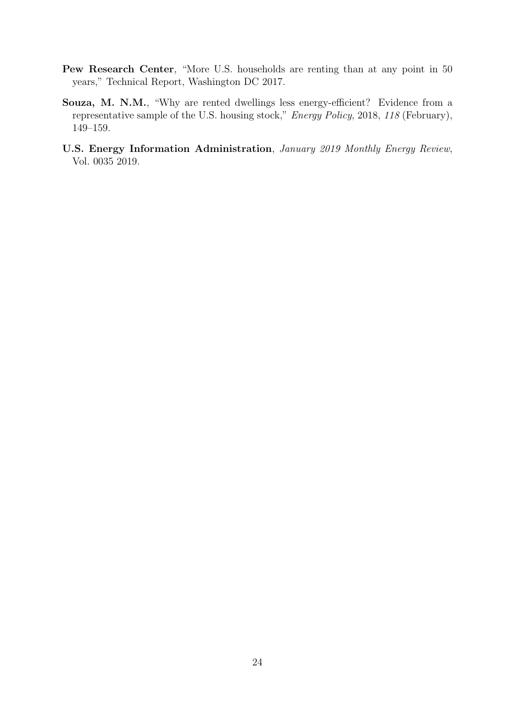**Pew Research Center**, "More U.S. households are renting than at any point in 50 years," Technical Report, Washington DC 2017.

**Souza, M. N.M.**, "Why are rented dwellings less energy-efficient? Evidence from a representative sample of the U.S. housing stock," *Energy Policy*, 2018, *118* (February), 149–159.

**U.S. Energy Information Administration**, *January 2019 Monthly Energy Review*, Vol. 0035 2019.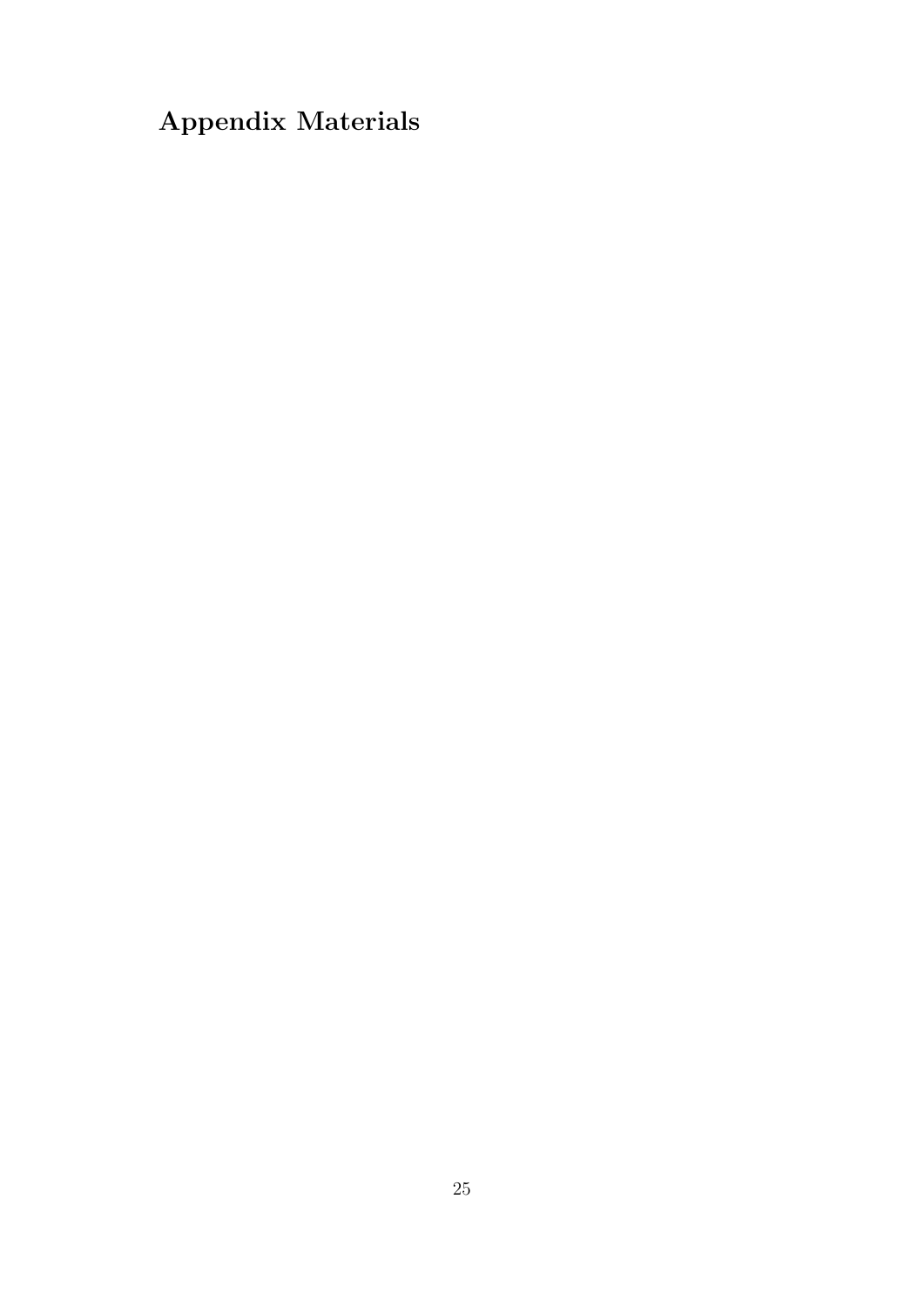# Appendix Materials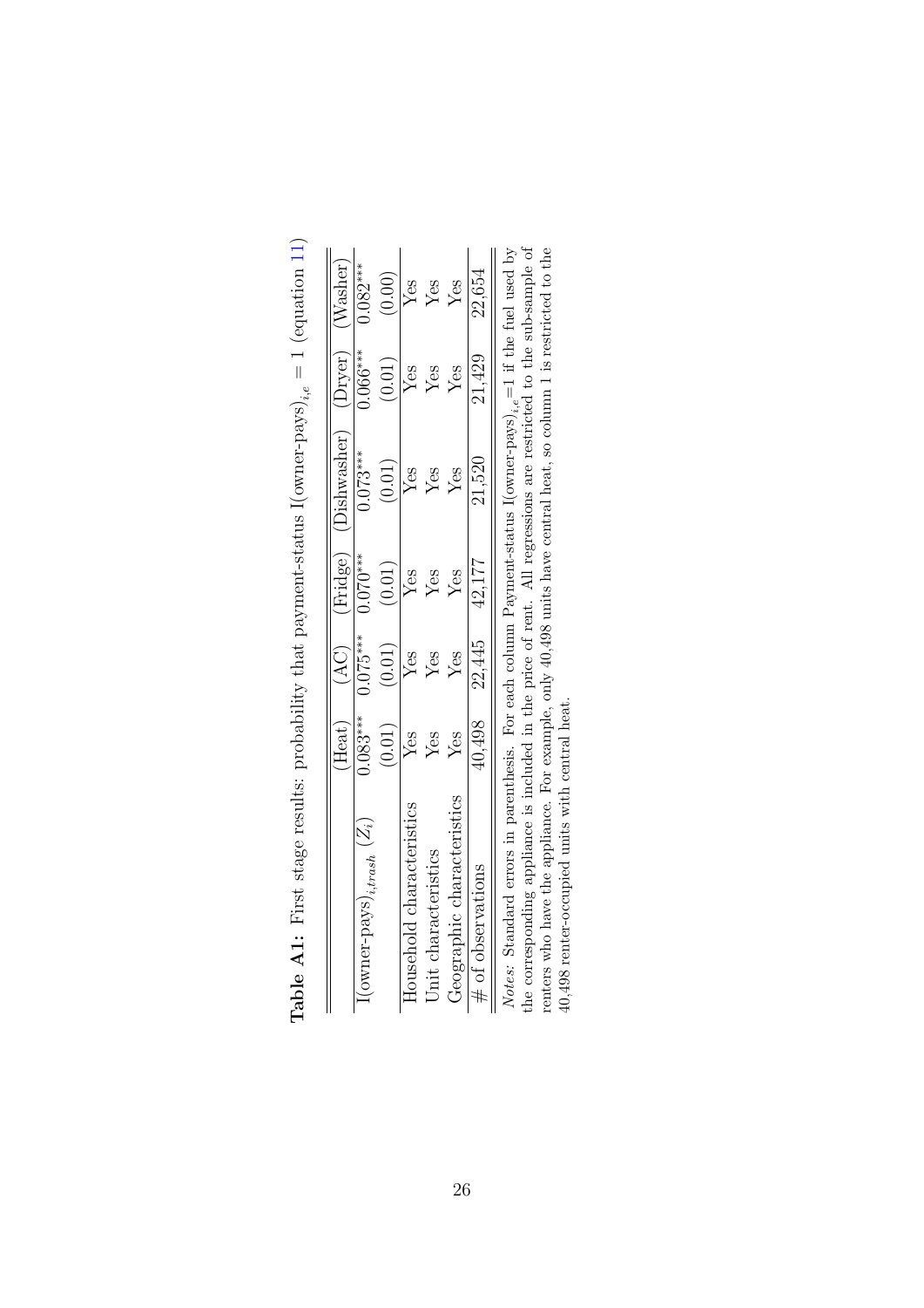**Table A1:** First stage results: probability that payment-status I(owner-pays)$_{i,e}$ = 1 (equation 11)

| | (Heat) | (AC) | (Fridge) | (Dishwasher) | (Dryer) | (Washer) |
|---|---|---|---|---|---|---|
| I(owner-pays)$_{i,trash}$ ($Z_i$) | 0.083*** | 0.075*** | 0.070*** | 0.073*** | 0.066*** | 0.082*** |
| | (0.01) | (0.01) | (0.01) | (0.01) | (0.01) | (0.00) |
| Household characteristics | Yes | Yes | Yes | Yes | Yes | Yes |
| Unit characteristics | Yes | Yes | Yes | Yes | Yes | Yes |
| Geographic characteristics | Yes | Yes | Yes | Yes | Yes | Yes |
| # of observations | 40,498 | 22,445 | 42,177 | 21,520 | 21,429 | 22,654 |

*Notes:* Standard errors in parenthesis. For each column Payment-status I(owner-pays)$_{i,e}$=1 if the fuel used by the corresponding appliance is included in the price of rent. All regressions are restricted to the sub-sample of renters who have the appliance. For example, only 40,498 units have central heat, so column 1 is restricted to the 40,498 renter-occupied units with central heat.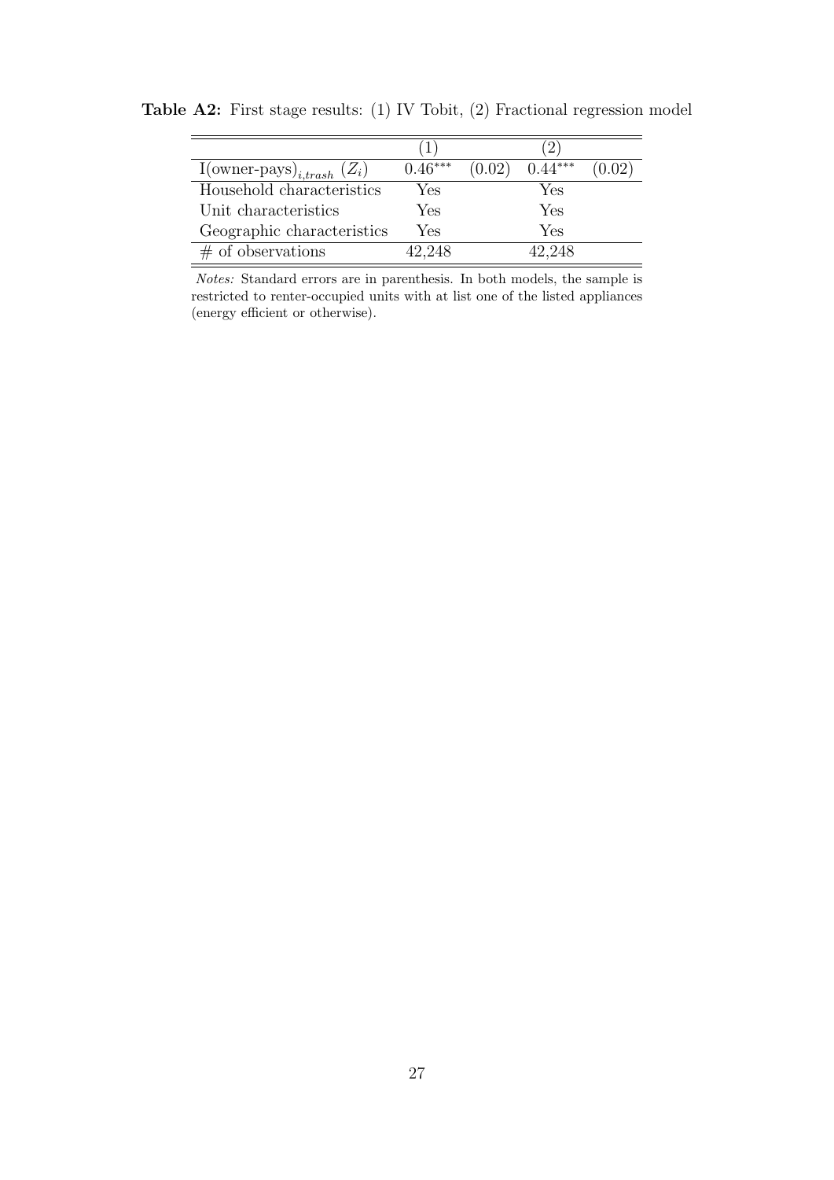**Table A2:** First stage results: (1) IV Tobit, (2) Fractional regression model

| | (1) | | (2) | |
|---|---|---|---|---|
| I(owner-pays)$_{i,trash}$ $(Z_i)$ | $0.46^{***}$ | (0.02) | $0.44^{***}$ | (0.02) |
| Household characteristics | Yes | | Yes | |
| Unit characteristics | Yes | | Yes | |
| Geographic characteristics | Yes | | Yes | |
| # of observations | 42,248 | | 42,248 | |

*Notes:* Standard errors are in parenthesis. In both models, the sample is restricted to renter-occupied units with at list one of the listed appliances (energy efficient or otherwise).